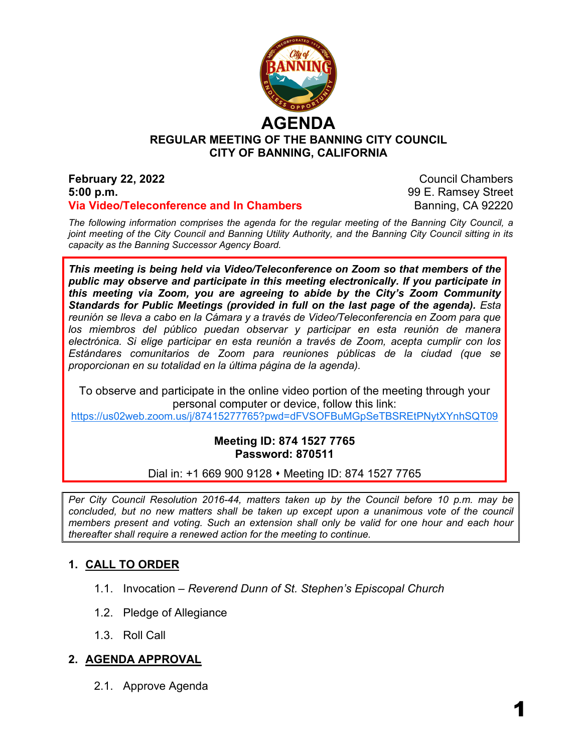# AGENDA

## REGULAR MEETING OF THE BANNING CITY COUNCIL
## CITY OF BANNING, CALIFORNIA

**February 22, 2022**
**5:00 p.m.**
**Via Video/Teleconference and In Chambers**

Council Chambers
99 E. Ramsey Street
Banning, CA 92220

*The following information comprises the agenda for the regular meeting of the Banning City Council, a joint meeting of the City Council and Banning Utility Authority, and the Banning City Council sitting in its capacity as the Banning Successor Agency Board.*

***This meeting is being held via Video/Teleconference on Zoom so that members of the public may observe and participate in this meeting electronically. If you participate in this meeting via Zoom, you are agreeing to abide by the City's Zoom Community Standards for Public Meetings (provided in full on the last page of the agenda).*** *Esta reunión se lleva a cabo en la Cámara y a través de Video/Teleconferencia en Zoom para que los miembros del público puedan observar y participar en esta reunión de manera electrónica. Si elige participar en esta reunión a través de Zoom, acepta cumplir con los Estándares comunitarios de Zoom para reuniones públicas de la ciudad (que se proporcionan en su totalidad en la última página de la agenda).*

To observe and participate in the online video portion of the meeting through your personal computer or device, follow this link:
https://us02web.zoom.us/j/87415277765?pwd=dFVSOFBuMGpSeTBSREtPNytXYnhSQT09

**Meeting ID: 874 1527 7765**
**Password: 870511**

Dial in: +1 669 900 9128 ⬩ Meeting ID: 874 1527 7765

*Per City Council Resolution 2016-44, matters taken up by the Council before 10 p.m. may be concluded, but no new matters shall be taken up except upon a unanimous vote of the council members present and voting. Such an extension shall only be valid for one hour and each hour thereafter shall require a renewed action for the meeting to continue.*

## 1. CALL TO ORDER

1.1. Invocation – *Reverend Dunn of St. Stephen's Episcopal Church*

1.2. Pledge of Allegiance

1.3. Roll Call

## 2. AGENDA APPROVAL

2.1. Approve Agenda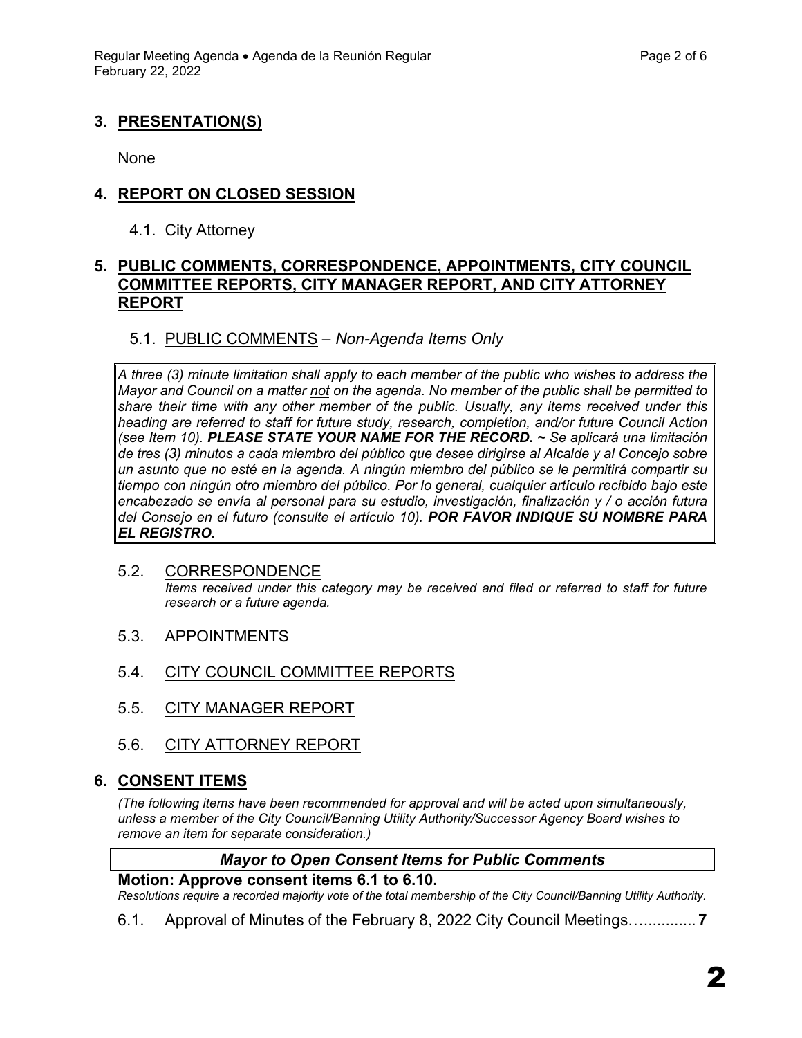## 3. PRESENTATION(S)

None

## 4. REPORT ON CLOSED SESSION

4.1. City Attorney

## 5. PUBLIC COMMENTS, CORRESPONDENCE, APPOINTMENTS, CITY COUNCIL COMMITTEE REPORTS, CITY MANAGER REPORT, AND CITY ATTORNEY REPORT

5.1. PUBLIC COMMENTS – *Non-Agenda Items Only*

*A three (3) minute limitation shall apply to each member of the public who wishes to address the Mayor and Council on a matter not on the agenda. No member of the public shall be permitted to share their time with any other member of the public. Usually, any items received under this heading are referred to staff for future study, research, completion, and/or future Council Action (see Item 10).* ***PLEASE STATE YOUR NAME FOR THE RECORD. ~*** *Se aplicará una limitación de tres (3) minutos a cada miembro del público que desee dirigirse al Alcalde y al Concejo sobre un asunto que no esté en la agenda. A ningún miembro del público se le permitirá compartir su tiempo con ningún otro miembro del público. Por lo general, cualquier artículo recibido bajo este encabezado se envía al personal para su estudio, investigación, finalización y / o acción futura del Consejo en el futuro (consulte el artículo 10).* ***POR FAVOR INDIQUE SU NOMBRE PARA EL REGISTRO.***

5.2. CORRESPONDENCE
*Items received under this category may be received and filed or referred to staff for future research or a future agenda.*

5.3. APPOINTMENTS

5.4. CITY COUNCIL COMMITTEE REPORTS

5.5. CITY MANAGER REPORT

5.6. CITY ATTORNEY REPORT

## 6. CONSENT ITEMS

*(The following items have been recommended for approval and will be acted upon simultaneously, unless a member of the City Council/Banning Utility Authority/Successor Agency Board wishes to remove an item for separate consideration.)*

***Mayor to Open Consent Items for Public Comments***

**Motion: Approve consent items 6.1 to 6.10.**
*Resolutions require a recorded majority vote of the total membership of the City Council/Banning Utility Authority.*

6.1. Approval of Minutes of the February 8, 2022 City Council Meetings…............**7**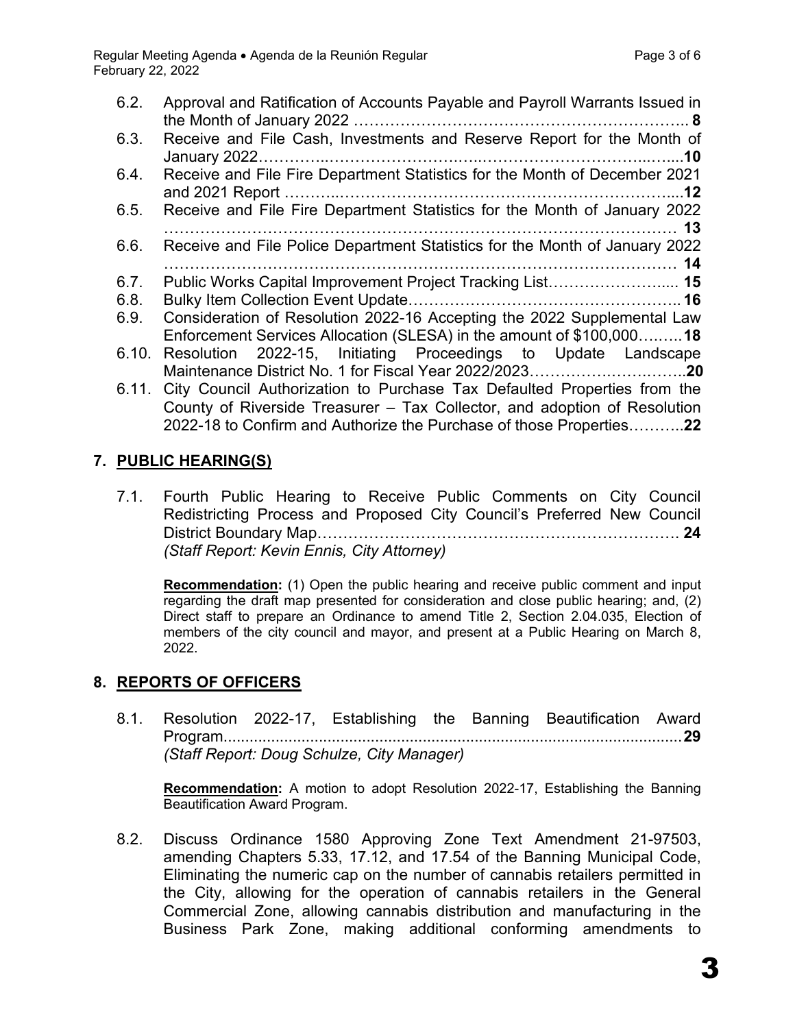6.2. Approval and Ratification of Accounts Payable and Payroll Warrants Issued in the Month of January 2022 …………………………………………………….. **8**

6.3. Receive and File Cash, Investments and Reserve Report for the Month of January 2022…………..……………………..…………………………..…....**10**

6.4. Receive and File Fire Department Statistics for the Month of December 2021 and 2021 Report ………..………………………………………………………....**12**

6.5. Receive and File Fire Department Statistics for the Month of January 2022 ……………………………………………………………………………………… **13**

6.6. Receive and File Police Department Statistics for the Month of January 2022 ……………………………………………………………………………………… **14**

6.7. Public Works Capital Improvement Project Tracking List…………………..... **15**

6.8. Bulky Item Collection Event Update…………………………………………….. **16**

6.9. Consideration of Resolution 2022-16 Accepting the 2022 Supplemental Law Enforcement Services Allocation (SLESA) in the amount of $100,000….…..**18**

6.10. Resolution 2022-15, Initiating Proceedings to Update Landscape Maintenance District No. 1 for Fiscal Year 2022/2023…………….……….…..**20**

6.11. City Council Authorization to Purchase Tax Defaulted Properties from the County of Riverside Treasurer – Tax Collector, and adoption of Resolution 2022-18 to Confirm and Authorize the Purchase of those Properties………..**22**

## 7. PUBLIC HEARING(S)

7.1. Fourth Public Hearing to Receive Public Comments on City Council Redistricting Process and Proposed City Council's Preferred New Council District Boundary Map……………………………………………………………. **24**
*(Staff Report: Kevin Ennis, City Attorney)*

**Recommendation:** (1) Open the public hearing and receive public comment and input regarding the draft map presented for consideration and close public hearing; and, (2) Direct staff to prepare an Ordinance to amend Title 2, Section 2.04.035, Election of members of the city council and mayor, and present at a Public Hearing on March 8, 2022.

## 8. REPORTS OF OFFICERS

8.1. Resolution 2022-17, Establishing the Banning Beautification Award Program.........................................................................................................**29**
*(Staff Report: Doug Schulze, City Manager)*

**Recommendation:** A motion to adopt Resolution 2022-17, Establishing the Banning Beautification Award Program.

8.2. Discuss Ordinance 1580 Approving Zone Text Amendment 21-97503, amending Chapters 5.33, 17.12, and 17.54 of the Banning Municipal Code, Eliminating the numeric cap on the number of cannabis retailers permitted in the City, allowing for the operation of cannabis retailers in the General Commercial Zone, allowing cannabis distribution and manufacturing in the Business Park Zone, making additional conforming amendments to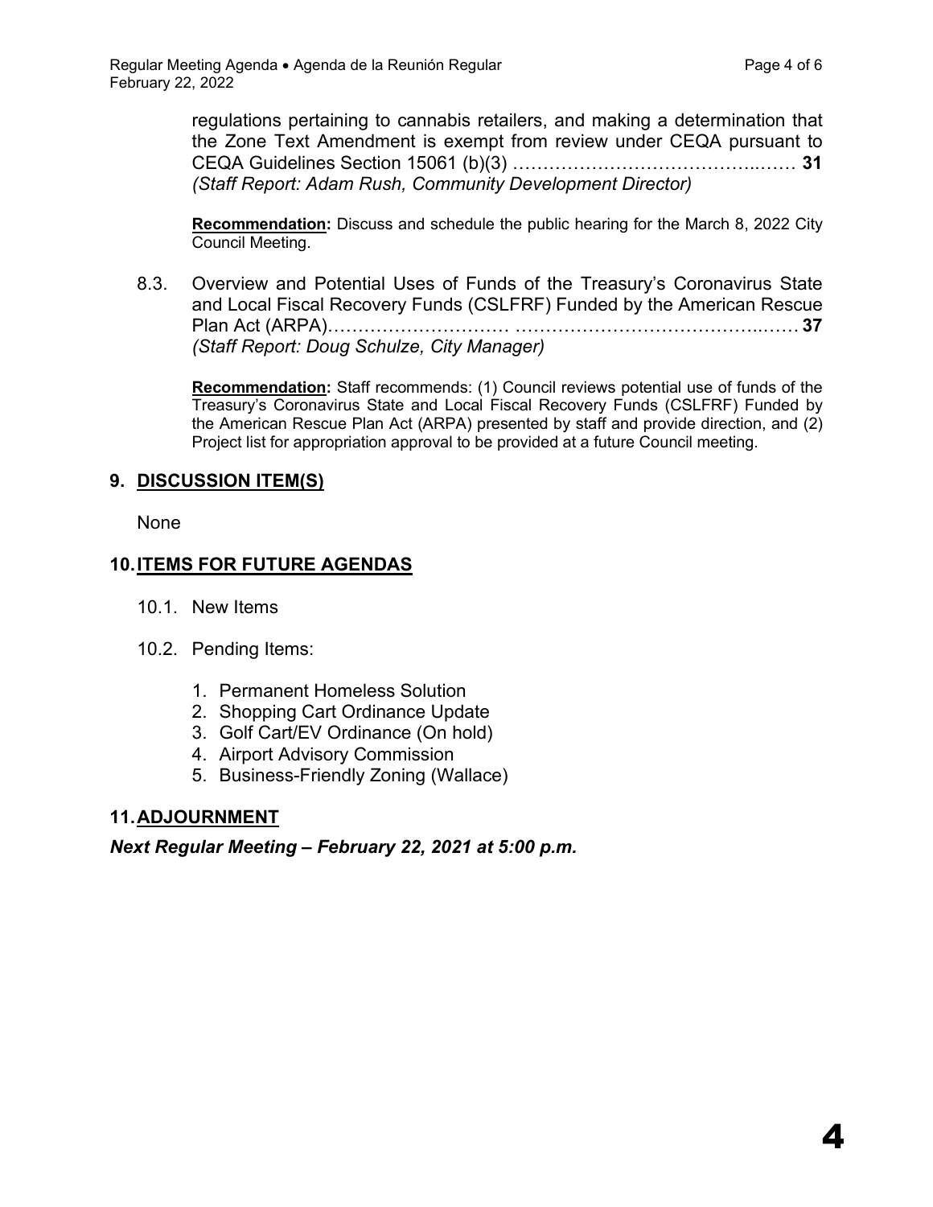regulations pertaining to cannabis retailers, and making a determination that the Zone Text Amendment is exempt from review under CEQA pursuant to CEQA Guidelines Section 15061 (b)(3) ………………………………………..…… **31**
*(Staff Report: Adam Rush, Community Development Director)*

**Recommendation:** Discuss and schedule the public hearing for the March 8, 2022 City Council Meeting.

8.3. Overview and Potential Uses of Funds of the Treasury's Coronavirus State and Local Fiscal Recovery Funds (CSLFRF) Funded by the American Rescue Plan Act (ARPA)………………………… ………………………………………..…… **37**
*(Staff Report: Doug Schulze, City Manager)*

**Recommendation:** Staff recommends: (1) Council reviews potential use of funds of the Treasury's Coronavirus State and Local Fiscal Recovery Funds (CSLFRF) Funded by the American Rescue Plan Act (ARPA) presented by staff and provide direction, and (2) Project list for appropriation approval to be provided at a future Council meeting.

## 9. DISCUSSION ITEM(S)

None

## 10. ITEMS FOR FUTURE AGENDAS

10.1. New Items

10.2. Pending Items:

1. Permanent Homeless Solution
2. Shopping Cart Ordinance Update
3. Golf Cart/EV Ordinance (On hold)
4. Airport Advisory Commission
5. Business-Friendly Zoning (Wallace)

## 11. ADJOURNMENT

***Next Regular Meeting – February 22, 2021 at 5:00 p.m.***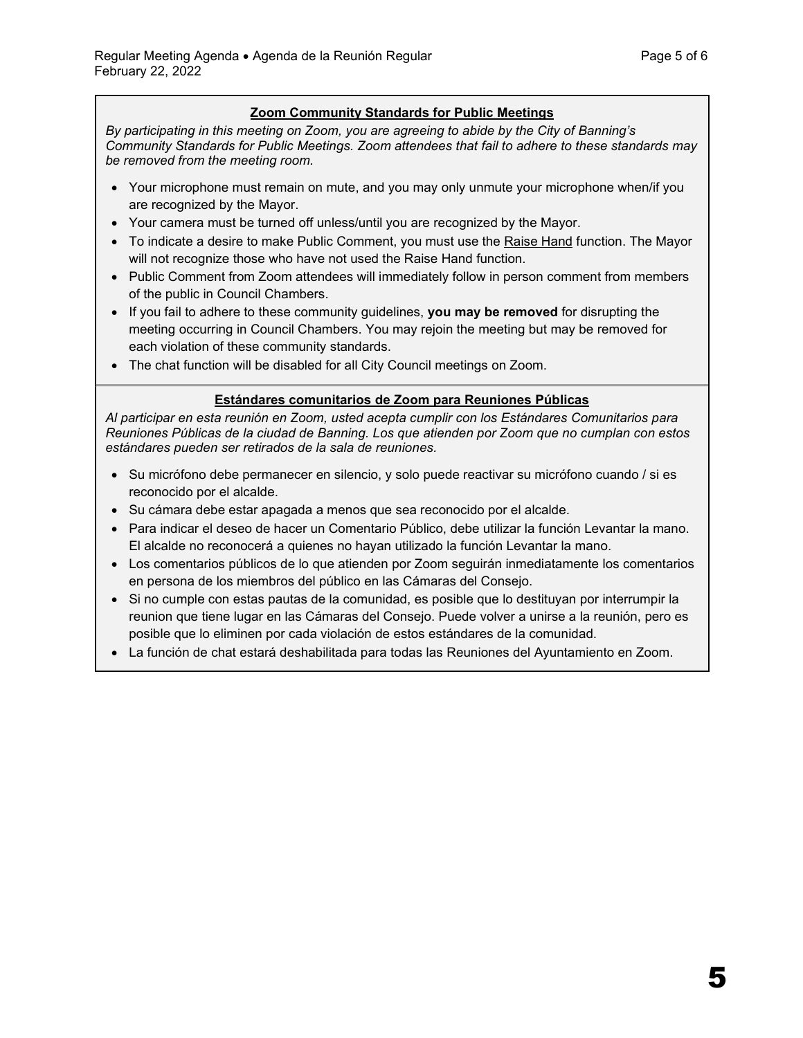## <u>Zoom Community Standards for Public Meetings</u>

*By participating in this meeting on Zoom, you are agreeing to abide by the City of Banning's Community Standards for Public Meetings. Zoom attendees that fail to adhere to these standards may be removed from the meeting room.*

- Your microphone must remain on mute, and you may only unmute your microphone when/if you are recognized by the Mayor.
- Your camera must be turned off unless/until you are recognized by the Mayor.
- To indicate a desire to make Public Comment, you must use the <u>Raise Hand</u> function. The Mayor will not recognize those who have not used the Raise Hand function.
- Public Comment from Zoom attendees will immediately follow in person comment from members of the public in Council Chambers.
- If you fail to adhere to these community guidelines, **you may be removed** for disrupting the meeting occurring in Council Chambers. You may rejoin the meeting but may be removed for each violation of these community standards.
- The chat function will be disabled for all City Council meetings on Zoom.

## <u>Estándares comunitarios de Zoom para Reuniones Públicas</u>

*Al participar en esta reunión en Zoom, usted acepta cumplir con los Estándares Comunitarios para Reuniones Públicas de la ciudad de Banning. Los que atienden por Zoom que no cumplan con estos estándares pueden ser retirados de la sala de reuniones.*

- Su micrófono debe permanecer en silencio, y solo puede reactivar su micrófono cuando / si es reconocido por el alcalde.
- Su cámara debe estar apagada a menos que sea reconocido por el alcalde.
- Para indicar el deseo de hacer un Comentario Público, debe utilizar la función Levantar la mano. El alcalde no reconocerá a quienes no hayan utilizado la función Levantar la mano.
- Los comentarios públicos de lo que atienden por Zoom seguirán inmediatamente los comentarios en persona de los miembros del público en las Cámaras del Consejo.
- Si no cumple con estas pautas de la comunidad, es posible que lo destituyan por interrumpir la reunion que tiene lugar en las Cámaras del Consejo. Puede volver a unirse a la reunión, pero es posible que lo eliminen por cada violación de estos estándares de la comunidad.
- La función de chat estará deshabilitada para todas las Reuniones del Ayuntamiento en Zoom.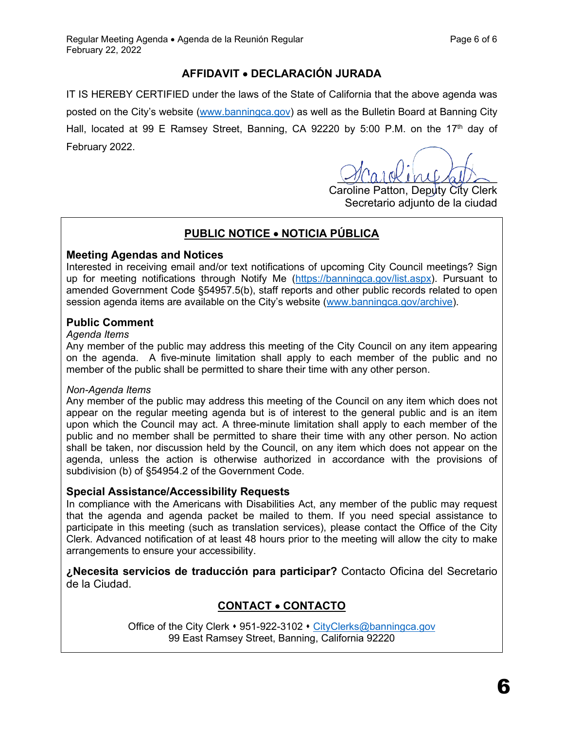## AFFIDAVIT • DECLARACIÓN JURADA

IT IS HEREBY CERTIFIED under the laws of the State of California that the above agenda was posted on the City's website (www.banningca.gov) as well as the Bulletin Board at Banning City Hall, located at 99 E Ramsey Street, Banning, CA 92220 by 5:00 P.M. on the 17th day of February 2022.

Caroline Patton, Deputy City Clerk
Secretario adjunto de la ciudad

## PUBLIC NOTICE • NOTICIA PÚBLICA

### Meeting Agendas and Notices

Interested in receiving email and/or text notifications of upcoming City Council meetings? Sign up for meeting notifications through Notify Me (https://banningca.gov/list.aspx). Pursuant to amended Government Code §54957.5(b), staff reports and other public records related to open session agenda items are available on the City's website (www.banningca.gov/archive).

### Public Comment

*Agenda Items*

Any member of the public may address this meeting of the City Council on any item appearing on the agenda. A five-minute limitation shall apply to each member of the public and no member of the public shall be permitted to share their time with any other person.

*Non-Agenda Items*

Any member of the public may address this meeting of the Council on any item which does not appear on the regular meeting agenda but is of interest to the general public and is an item upon which the Council may act. A three-minute limitation shall apply to each member of the public and no member shall be permitted to share their time with any other person. No action shall be taken, nor discussion held by the Council, on any item which does not appear on the agenda, unless the action is otherwise authorized in accordance with the provisions of subdivision (b) of §54954.2 of the Government Code.

### Special Assistance/Accessibility Requests

In compliance with the Americans with Disabilities Act, any member of the public may request that the agenda and agenda packet be mailed to them. If you need special assistance to participate in this meeting (such as translation services), please contact the Office of the City Clerk. Advanced notification of at least 48 hours prior to the meeting will allow the city to make arrangements to ensure your accessibility.

**¿Necesita servicios de traducción para participar?** Contacto Oficina del Secretario de la Ciudad.

## CONTACT • CONTACTO

Office of the City Clerk • 951-922-3102 • CityClerks@banningca.gov
99 East Ramsey Street, Banning, California 92220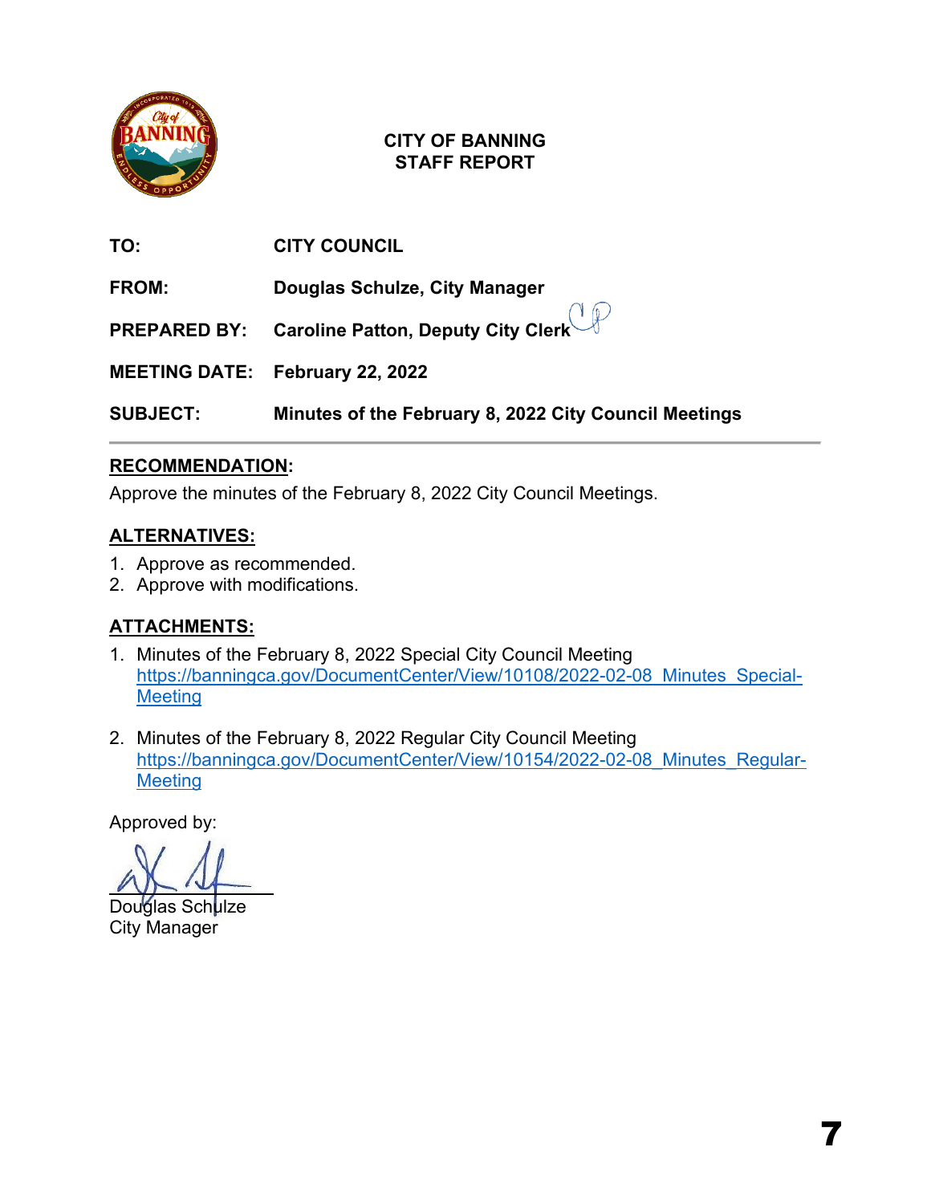# CITY OF BANNING
## STAFF REPORT

**TO:** CITY COUNCIL

**FROM:** Douglas Schulze, City Manager

**PREPARED BY:** Caroline Patton, Deputy City Clerk

**MEETING DATE:** February 22, 2022

**SUBJECT:** Minutes of the February 8, 2022 City Council Meetings

---

**RECOMMENDATION:**

Approve the minutes of the February 8, 2022 City Council Meetings.

**ALTERNATIVES:**

1. Approve as recommended.
2. Approve with modifications.

**ATTACHMENTS:**

1. Minutes of the February 8, 2022 Special City Council Meeting
   https://banningca.gov/DocumentCenter/View/10108/2022-02-08_Minutes_Special-Meeting

2. Minutes of the February 8, 2022 Regular City Council Meeting
   https://banningca.gov/DocumentCenter/View/10154/2022-02-08_Minutes_Regular-Meeting

Approved by:

Douglas Schulze
City Manager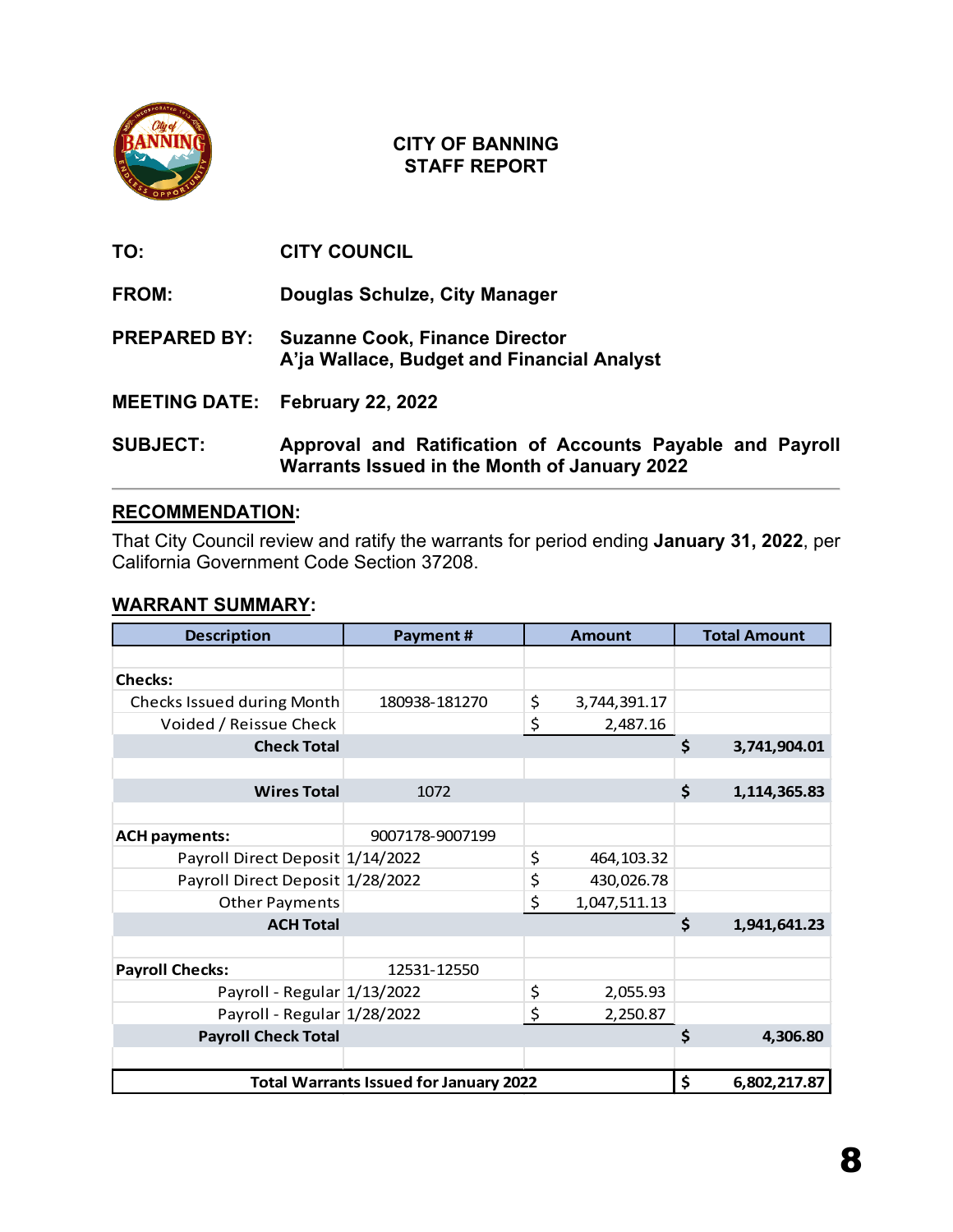# CITY OF BANNING
# STAFF REPORT

**TO:** CITY COUNCIL

**FROM:** Douglas Schulze, City Manager

**PREPARED BY:** Suzanne Cook, Finance Director
A'ja Wallace, Budget and Financial Analyst

**MEETING DATE:** February 22, 2022

**SUBJECT:** Approval and Ratification of Accounts Payable and Payroll Warrants Issued in the Month of January 2022

## RECOMMENDATION:

That City Council review and ratify the warrants for period ending **January 31, 2022**, per California Government Code Section 37208.

## WARRANT SUMMARY:

| Description | Payment # | Amount | Total Amount |
|---|---|---|---|
| | | | |
| **Checks:** | | | |
| Checks Issued during Month | 180938-181270 | $ 3,744,391.17 | |
| Voided / Reissue Check | | $ 2,487.16 | |
| **Check Total** | | | **$ 3,741,904.01** |
| | | | |
| **Wires Total** | 1072 | | **$ 1,114,365.83** |
| | | | |
| **ACH payments:** | 9007178-9007199 | | |
| Payroll Direct Deposit | 1/14/2022 | $ 464,103.32 | |
| Payroll Direct Deposit | 1/28/2022 | $ 430,026.78 | |
| Other Payments | | $ 1,047,511.13 | |
| **ACH Total** | | | **$ 1,941,641.23** |
| | | | |
| **Payroll Checks:** | 12531-12550 | | |
| Payroll - Regular | 1/13/2022 | $ 2,055.93 | |
| Payroll - Regular | 1/28/2022 | $ 2,250.87 | |
| **Payroll Check Total** | | | **$ 4,306.80** |
| | | | |
| **Total Warrants Issued for January 2022** | | | **$ 6,802,217.87** |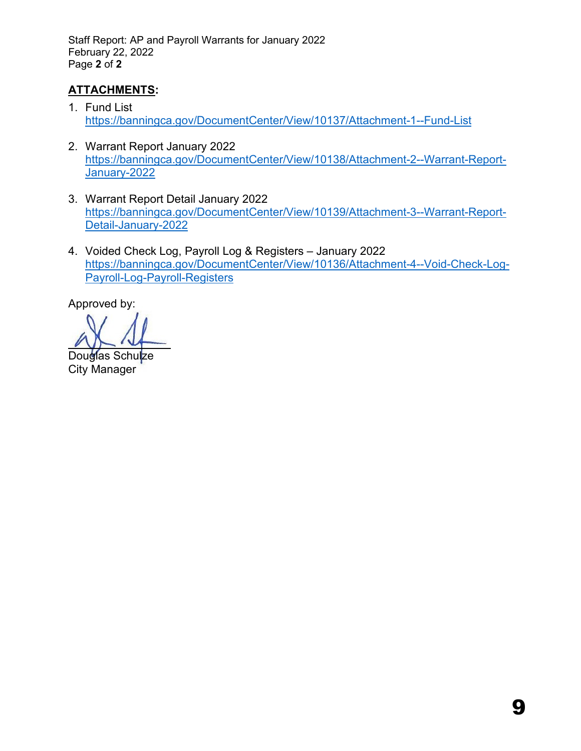## ATTACHMENTS:

1. Fund List
   https://banningca.gov/DocumentCenter/View/10137/Attachment-1--Fund-List

2. Warrant Report January 2022
   https://banningca.gov/DocumentCenter/View/10138/Attachment-2--Warrant-Report-January-2022

3. Warrant Report Detail January 2022
   https://banningca.gov/DocumentCenter/View/10139/Attachment-3--Warrant-Report-Detail-January-2022

4. Voided Check Log, Payroll Log & Registers – January 2022
   https://banningca.gov/DocumentCenter/View/10136/Attachment-4--Void-Check-Log-Payroll-Log-Payroll-Registers

Approved by:

Douglas Schulze
City Manager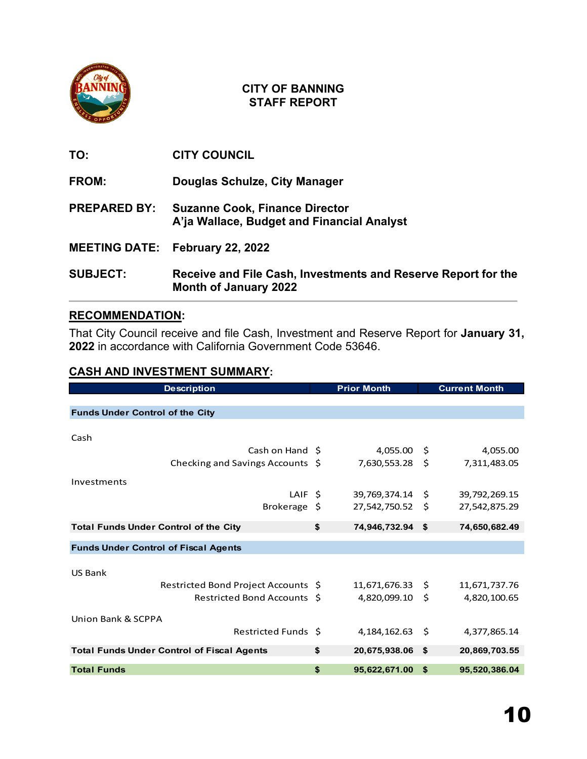# CITY OF BANNING
# STAFF REPORT

**TO:** CITY COUNCIL

**FROM:** Douglas Schulze, City Manager

**PREPARED BY:** Suzanne Cook, Finance Director
A'ja Wallace, Budget and Financial Analyst

**MEETING DATE:** February 22, 2022

**SUBJECT:** Receive and File Cash, Investments and Reserve Report for the Month of January 2022

## RECOMMENDATION:

That City Council receive and file Cash, Investment and Reserve Report for **January 31, 2022** in accordance with California Government Code 53646.

## CASH AND INVESTMENT SUMMARY:

| Description | Prior Month | Current Month |
|---|---|---|
| **Funds Under Control of the City** | | |
| Cash | | |
| Cash on Hand | $ 4,055.00 | $ 4,055.00 |
| Checking and Savings Accounts | $ 7,630,553.28 | $ 7,311,483.05 |
| Investments | | |
| LAIF | $ 39,769,374.14 | $ 39,792,269.15 |
| Brokerage | $ 27,542,750.52 | $ 27,542,875.29 |
| **Total Funds Under Control of the City** | **$ 74,946,732.94** | **$ 74,650,682.49** |
| **Funds Under Control of Fiscal Agents** | | |
| US Bank | | |
| Restricted Bond Project Accounts | $ 11,671,676.33 | $ 11,671,737.76 |
| Restricted Bond Accounts | $ 4,820,099.10 | $ 4,820,100.65 |
| Union Bank & SCPPA | | |
| Restricted Funds | $ 4,184,162.63 | $ 4,377,865.14 |
| **Total Funds Under Control of Fiscal Agents** | **$ 20,675,938.06** | **$ 20,869,703.55** |
| **Total Funds** | **$ 95,622,671.00** | **$ 95,520,386.04** |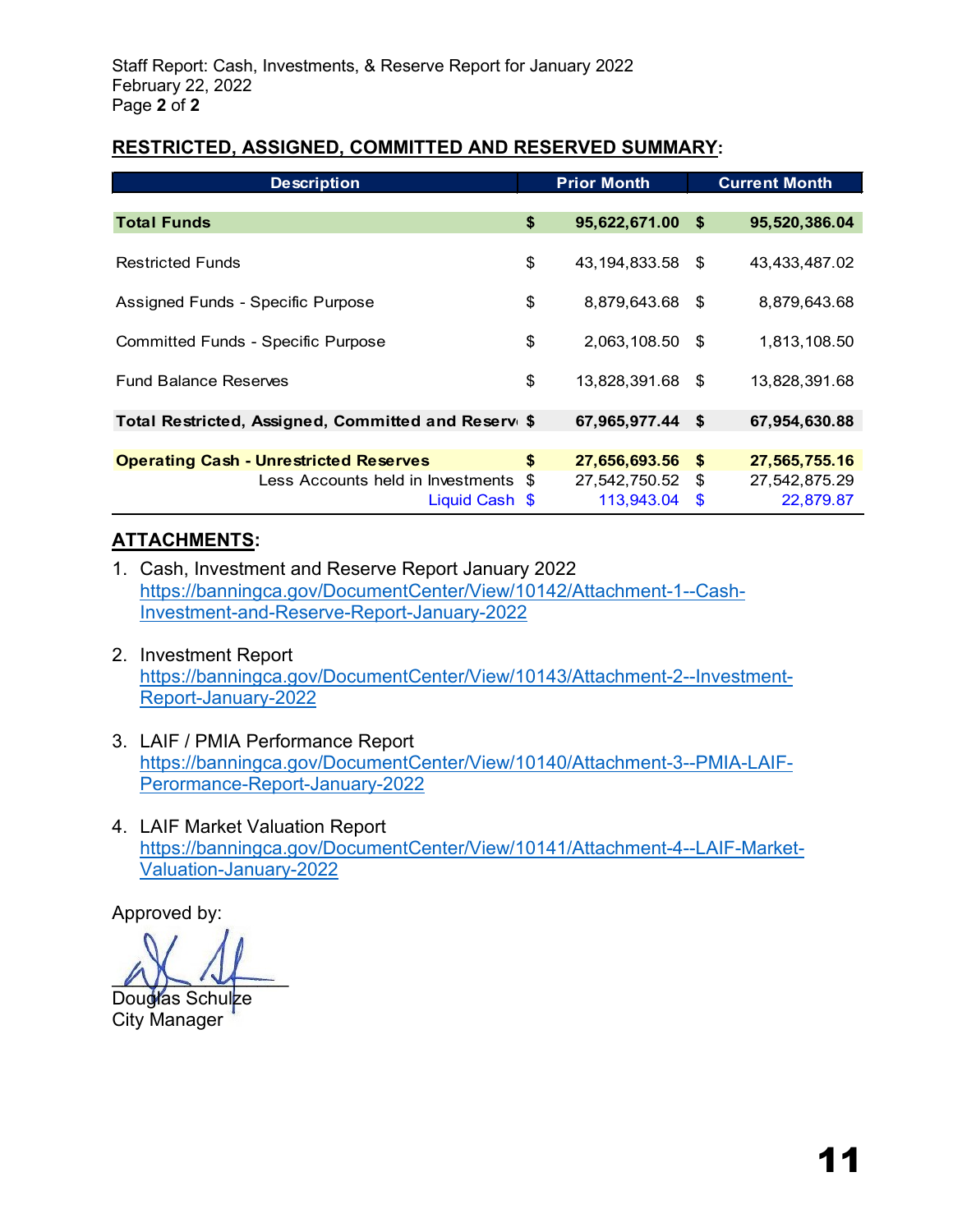Staff Report: Cash, Investments, & Reserve Report for January 2022
February 22, 2022

## RESTRICTED, ASSIGNED, COMMITTED AND RESERVED SUMMARY:

| Description | Prior Month | Current Month |
|---|---|---|
| **Total Funds** | **$ 95,622,671.00** | **$ 95,520,386.04** |
| Restricted Funds | $ 43,194,833.58 | $ 43,433,487.02 |
| Assigned Funds - Specific Purpose | $ 8,879,643.68 | $ 8,879,643.68 |
| Committed Funds - Specific Purpose | $ 2,063,108.50 | $ 1,813,108.50 |
| Fund Balance Reserves | $ 13,828,391.68 | $ 13,828,391.68 |
| **Total Restricted, Assigned, Committed and Reserve** | **$ 67,965,977.44** | **$ 67,954,630.88** |
| **Operating Cash - Unrestricted Reserves** | **$ 27,656,693.56** | **$ 27,565,755.16** |
| Less Accounts held in Investments | $ 27,542,750.52 | $ 27,542,875.29 |
| Liquid Cash | $ 113,943.04 | $ 22,879.87 |

## ATTACHMENTS:

1. Cash, Investment and Reserve Report January 2022
   https://banningca.gov/DocumentCenter/View/10142/Attachment-1--Cash-Investment-and-Reserve-Report-January-2022

2. Investment Report
   https://banningca.gov/DocumentCenter/View/10143/Attachment-2--Investment-Report-January-2022

3. LAIF / PMIA Performance Report
   https://banningca.gov/DocumentCenter/View/10140/Attachment-3--PMIA-LAIF-Perormance-Report-January-2022

4. LAIF Market Valuation Report
   https://banningca.gov/DocumentCenter/View/10141/Attachment-4--LAIF-Market-Valuation-January-2022

Approved by:

Douglas Schulze
City Manager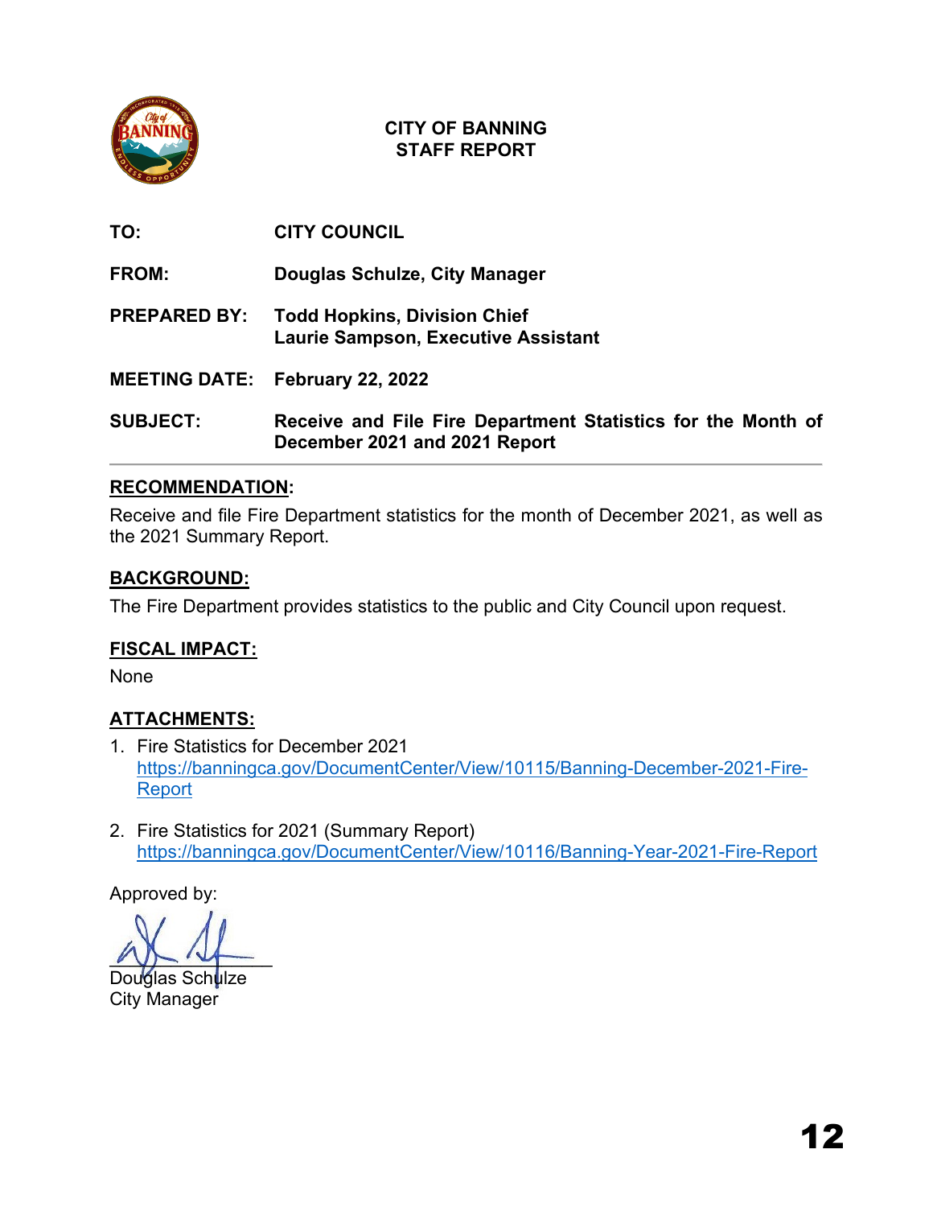# CITY OF BANNING
# STAFF REPORT

**TO:** CITY COUNCIL

**FROM:** Douglas Schulze, City Manager

**PREPARED BY:** Todd Hopkins, Division Chief
Laurie Sampson, Executive Assistant

**MEETING DATE:** February 22, 2022

**SUBJECT:** Receive and File Fire Department Statistics for the Month of December 2021 and 2021 Report

---

## RECOMMENDATION:

Receive and file Fire Department statistics for the month of December 2021, as well as the 2021 Summary Report.

## BACKGROUND:

The Fire Department provides statistics to the public and City Council upon request.

## FISCAL IMPACT:

None

## ATTACHMENTS:

1. Fire Statistics for December 2021
   https://banningca.gov/DocumentCenter/View/10115/Banning-December-2021-Fire-Report

2. Fire Statistics for 2021 (Summary Report)
   https://banningca.gov/DocumentCenter/View/10116/Banning-Year-2021-Fire-Report

Approved by:

Douglas Schulze
City Manager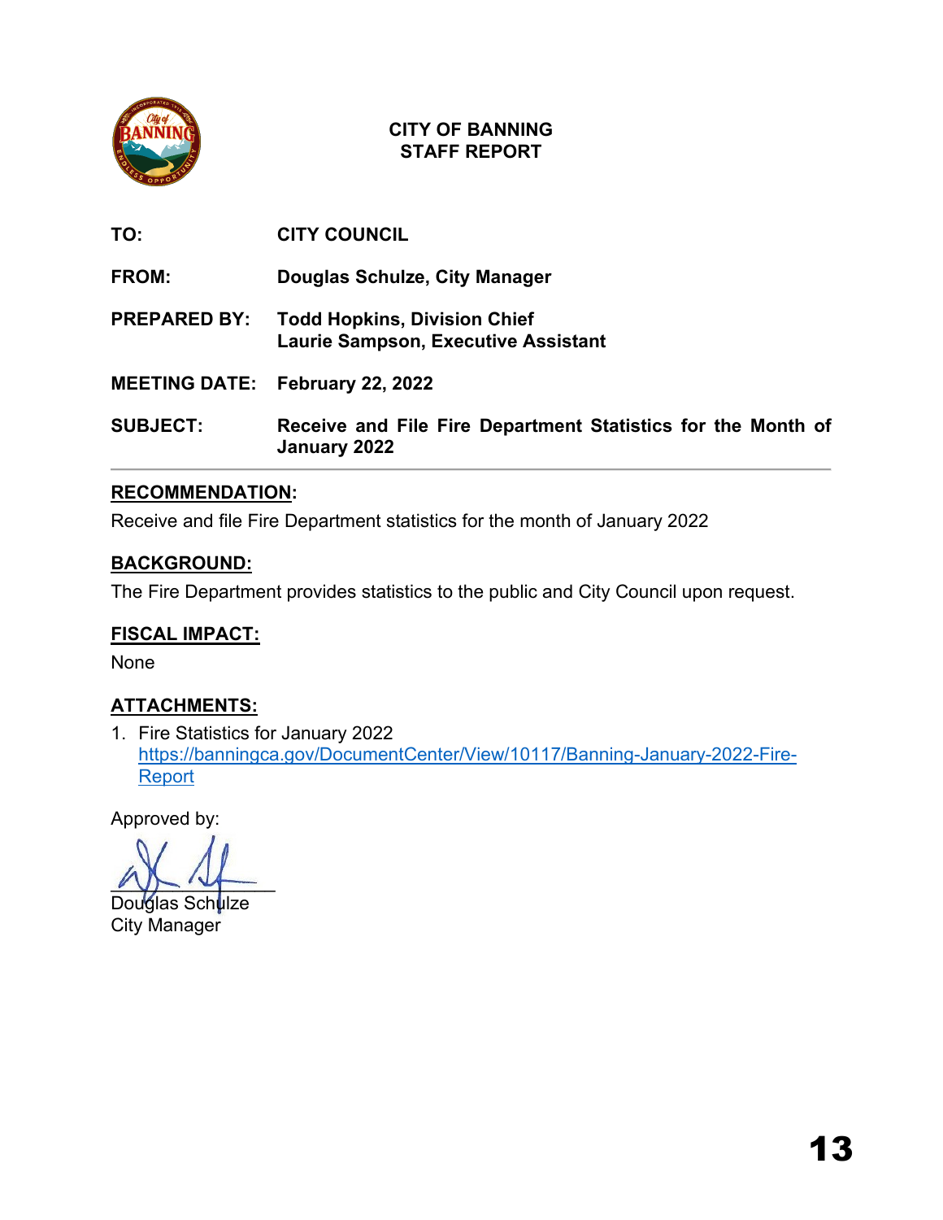**CITY OF BANNING**
**STAFF REPORT**

| | |
|---|---|
| **TO:** | **CITY COUNCIL** |
| **FROM:** | **Douglas Schulze, City Manager** |
| **PREPARED BY:** | **Todd Hopkins, Division Chief**<br>**Laurie Sampson, Executive Assistant** |
| **MEETING DATE:** | **February 22, 2022** |
| **SUBJECT:** | **Receive and File Fire Department Statistics for the Month of January 2022** |

## RECOMMENDATION:

Receive and file Fire Department statistics for the month of January 2022

## BACKGROUND:

The Fire Department provides statistics to the public and City Council upon request.

## FISCAL IMPACT:

None

## ATTACHMENTS:

1. Fire Statistics for January 2022
   https://banningca.gov/DocumentCenter/View/10117/Banning-January-2022-Fire-Report

Approved by:

Douglas Schulze
City Manager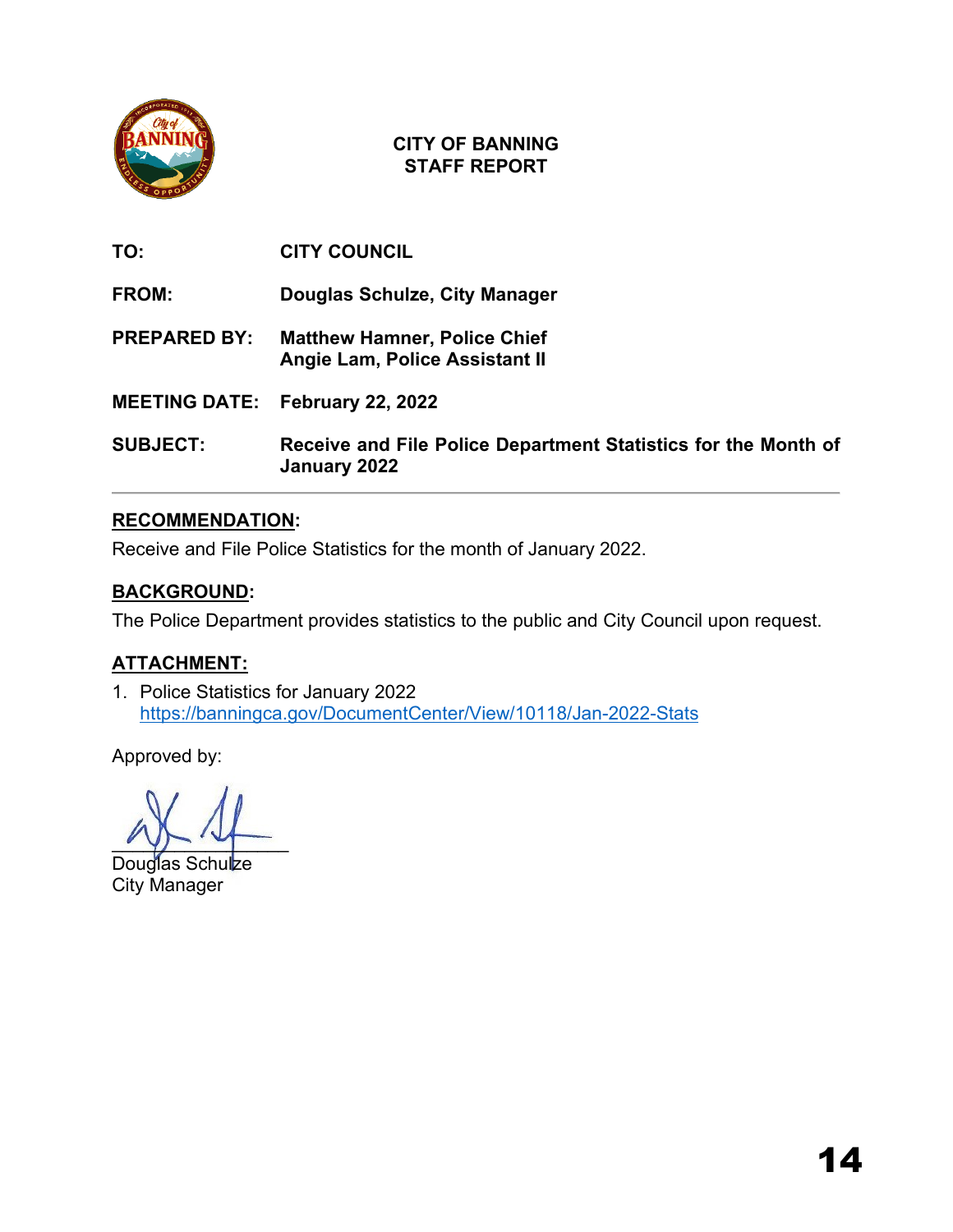# CITY OF BANNING
# STAFF REPORT

**TO:** **CITY COUNCIL**

**FROM:** **Douglas Schulze, City Manager**

**PREPARED BY:** **Matthew Hamner, Police Chief**
**Angie Lam, Police Assistant II**

**MEETING DATE:** **February 22, 2022**

**SUBJECT:** **Receive and File Police Department Statistics for the Month of January 2022**

---

## RECOMMENDATION:

Receive and File Police Statistics for the month of January 2022.

## BACKGROUND:

The Police Department provides statistics to the public and City Council upon request.

## ATTACHMENT:

1. Police Statistics for January 2022
   https://banningca.gov/DocumentCenter/View/10118/Jan-2022-Stats

Approved by:

Douglas Schulze
City Manager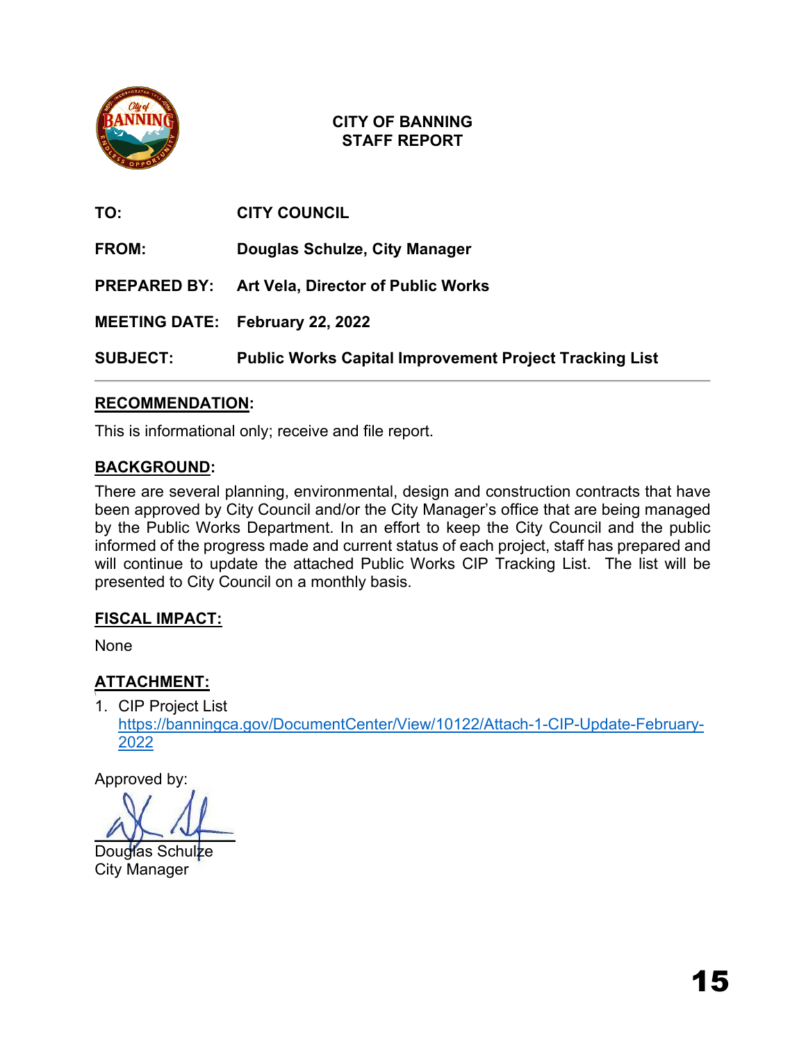# CITY OF BANNING
# STAFF REPORT

**TO:** CITY COUNCIL

**FROM:** Douglas Schulze, City Manager

**PREPARED BY:** Art Vela, Director of Public Works

**MEETING DATE:** February 22, 2022

**SUBJECT:** Public Works Capital Improvement Project Tracking List

---

## RECOMMENDATION:

This is informational only; receive and file report.

## BACKGROUND:

There are several planning, environmental, design and construction contracts that have been approved by City Council and/or the City Manager's office that are being managed by the Public Works Department. In an effort to keep the City Council and the public informed of the progress made and current status of each project, staff has prepared and will continue to update the attached Public Works CIP Tracking List. The list will be presented to City Council on a monthly basis.

## FISCAL IMPACT:

None

## ATTACHMENT:

1. CIP Project List
   https://banningca.gov/DocumentCenter/View/10122/Attach-1-CIP-Update-February-2022

Approved by:

Douglas Schulze
City Manager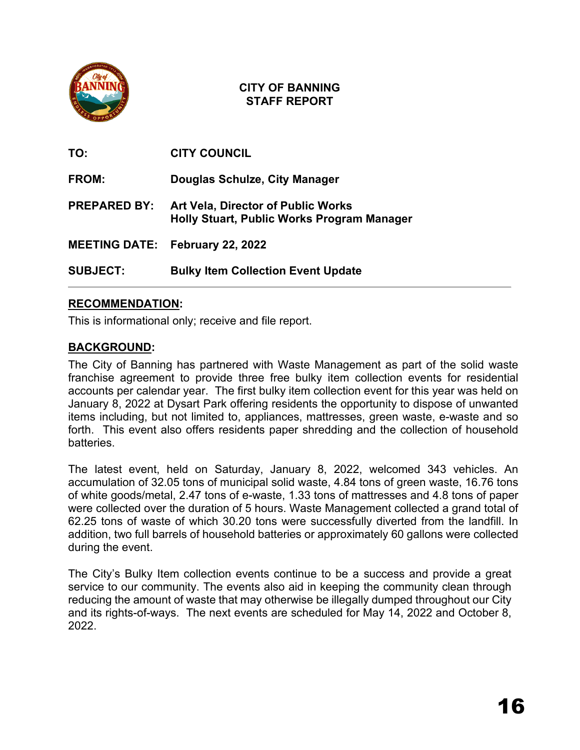**CITY OF BANNING**
**STAFF REPORT**

| | |
|---|---|
| **TO:** | **CITY COUNCIL** |
| **FROM:** | **Douglas Schulze, City Manager** |
| **PREPARED BY:** | **Art Vela, Director of Public Works**<br>**Holly Stuart, Public Works Program Manager** |
| **MEETING DATE:** | **February 22, 2022** |
| **SUBJECT:** | **Bulky Item Collection Event Update** |

---

## RECOMMENDATION:

This is informational only; receive and file report.

## BACKGROUND:

The City of Banning has partnered with Waste Management as part of the solid waste franchise agreement to provide three free bulky item collection events for residential accounts per calendar year. The first bulky item collection event for this year was held on January 8, 2022 at Dysart Park offering residents the opportunity to dispose of unwanted items including, but not limited to, appliances, mattresses, green waste, e-waste and so forth. This event also offers residents paper shredding and the collection of household batteries.

The latest event, held on Saturday, January 8, 2022, welcomed 343 vehicles. An accumulation of 32.05 tons of municipal solid waste, 4.84 tons of green waste, 16.76 tons of white goods/metal, 2.47 tons of e-waste, 1.33 tons of mattresses and 4.8 tons of paper were collected over the duration of 5 hours. Waste Management collected a grand total of 62.25 tons of waste of which 30.20 tons were successfully diverted from the landfill. In addition, two full barrels of household batteries or approximately 60 gallons were collected during the event.

The City's Bulky Item collection events continue to be a success and provide a great service to our community. The events also aid in keeping the community clean through reducing the amount of waste that may otherwise be illegally dumped throughout our City and its rights-of-ways. The next events are scheduled for May 14, 2022 and October 8, 2022.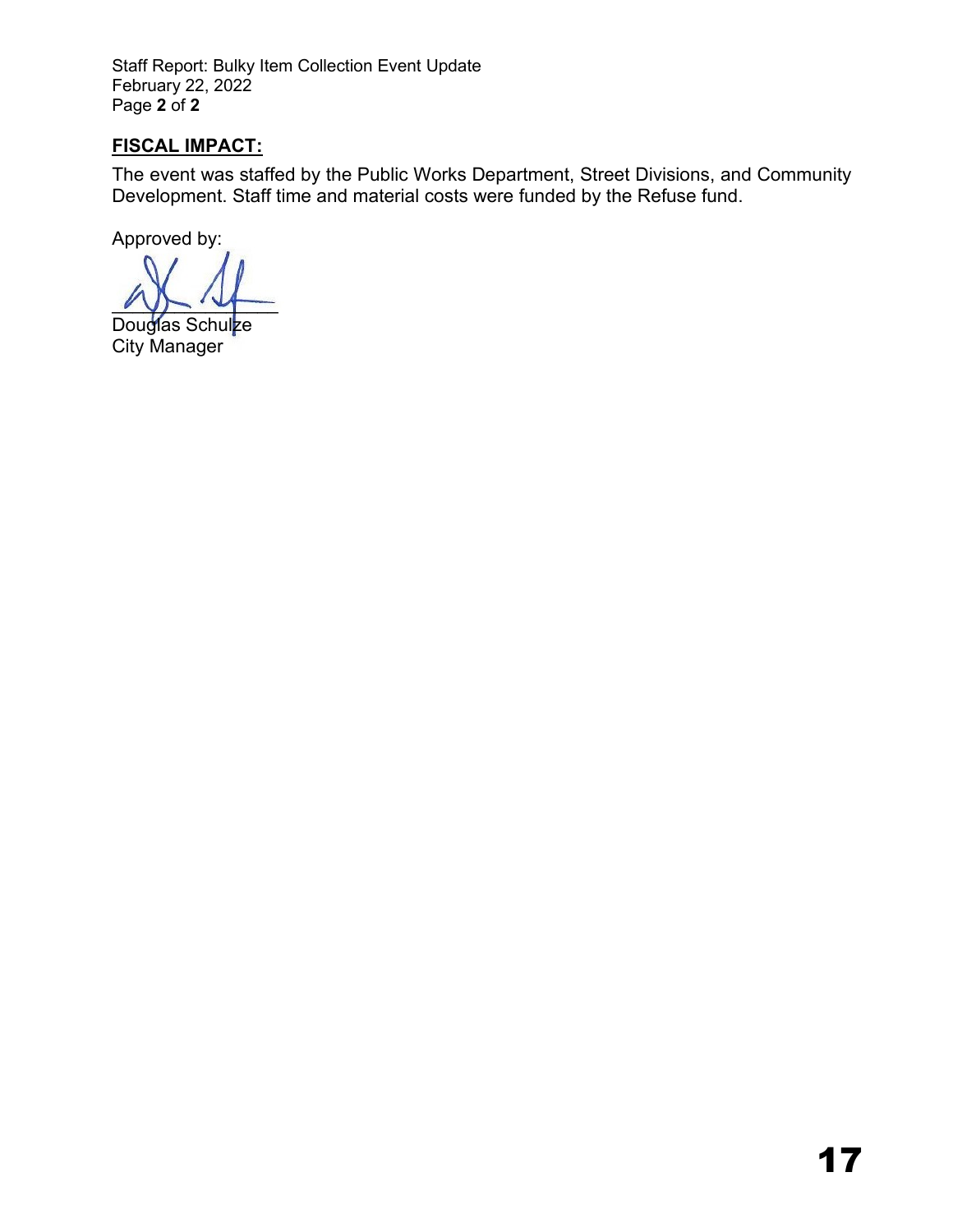## FISCAL IMPACT:

The event was staffed by the Public Works Department, Street Divisions, and Community Development. Staff time and material costs were funded by the Refuse fund.

Approved by:

Douglas Schulze
City Manager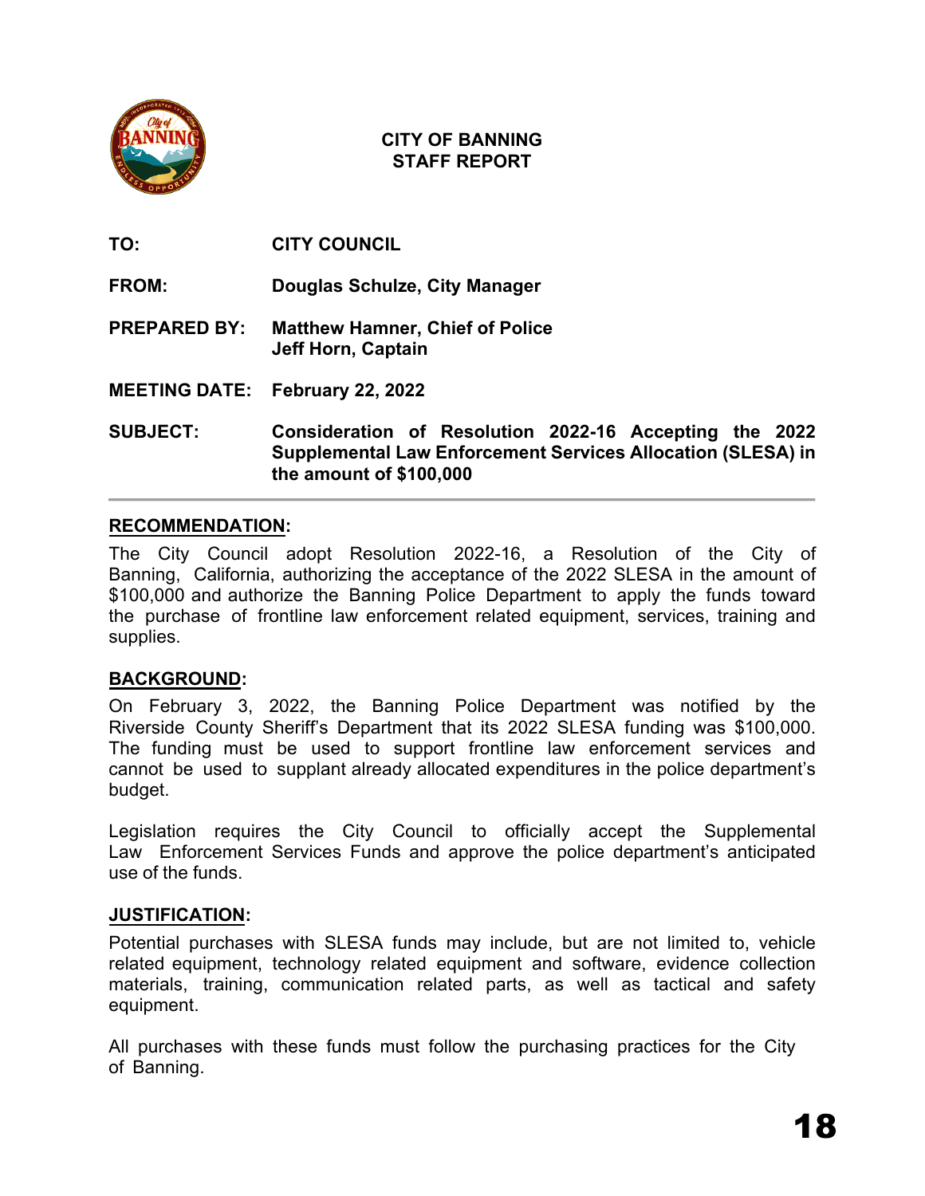# CITY OF BANNING
## STAFF REPORT

**TO:** CITY COUNCIL

**FROM:** Douglas Schulze, City Manager

**PREPARED BY:** Matthew Hamner, Chief of Police
Jeff Horn, Captain

**MEETING DATE:** February 22, 2022

**SUBJECT:** Consideration of Resolution 2022-16 Accepting the 2022 Supplemental Law Enforcement Services Allocation (SLESA) in the amount of $100,000

---

**RECOMMENDATION:**

The City Council adopt Resolution 2022-16, a Resolution of the City of Banning, California, authorizing the acceptance of the 2022 SLESA in the amount of $100,000 and authorize the Banning Police Department to apply the funds toward the purchase of frontline law enforcement related equipment, services, training and supplies.

**BACKGROUND:**

On February 3, 2022, the Banning Police Department was notified by the Riverside County Sheriff's Department that its 2022 SLESA funding was $100,000. The funding must be used to support frontline law enforcement services and cannot be used to supplant already allocated expenditures in the police department's budget.

Legislation requires the City Council to officially accept the Supplemental Law Enforcement Services Funds and approve the police department's anticipated use of the funds.

**JUSTIFICATION:**

Potential purchases with SLESA funds may include, but are not limited to, vehicle related equipment, technology related equipment and software, evidence collection materials, training, communication related parts, as well as tactical and safety equipment.

All purchases with these funds must follow the purchasing practices for the City of Banning.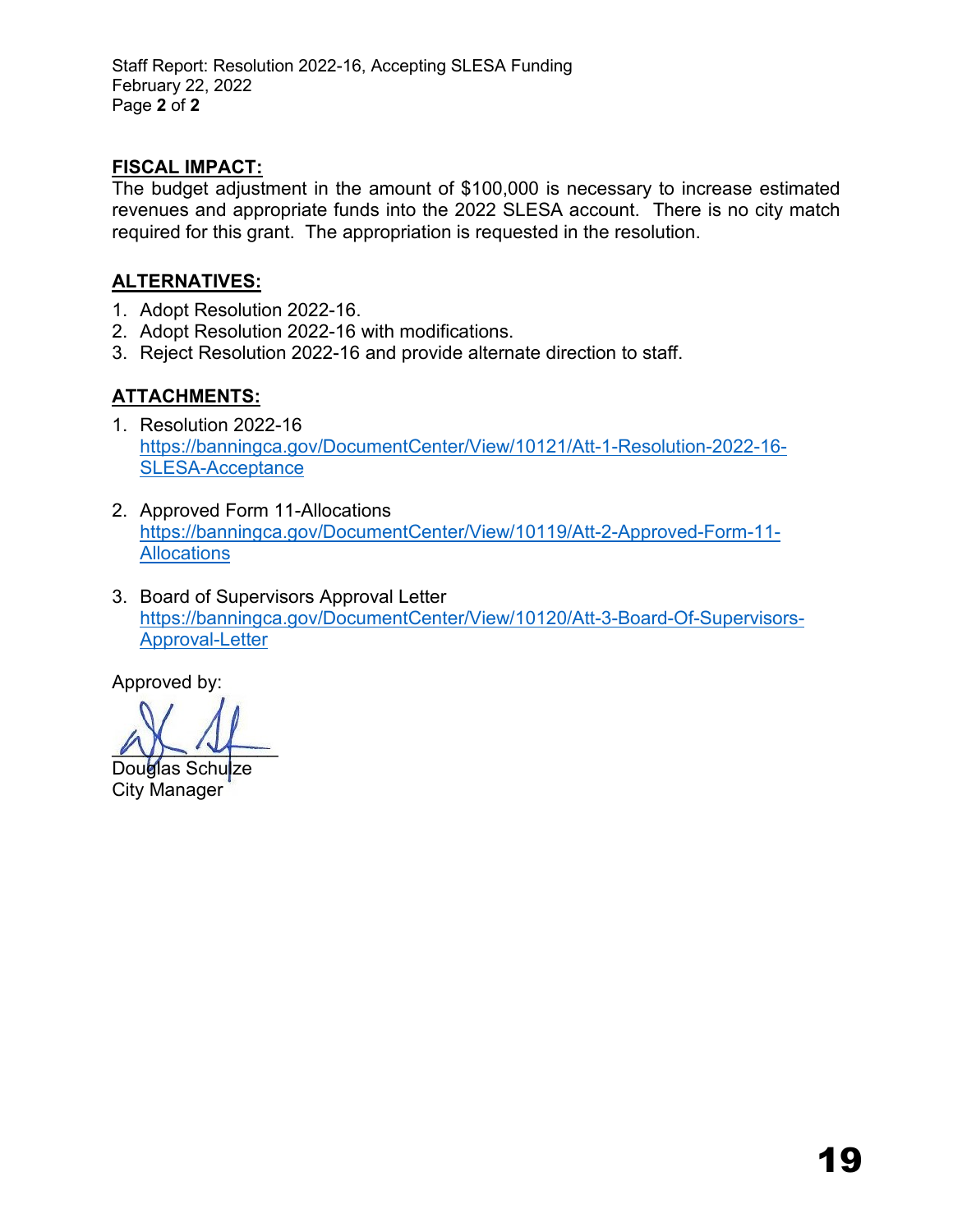## FISCAL IMPACT:

The budget adjustment in the amount of $100,000 is necessary to increase estimated revenues and appropriate funds into the 2022 SLESA account. There is no city match required for this grant. The appropriation is requested in the resolution.

## ALTERNATIVES:

1. Adopt Resolution 2022-16.
2. Adopt Resolution 2022-16 with modifications.
3. Reject Resolution 2022-16 and provide alternate direction to staff.

## ATTACHMENTS:

1. Resolution 2022-16
   https://banningca.gov/DocumentCenter/View/10121/Att-1-Resolution-2022-16-SLESA-Acceptance

2. Approved Form 11-Allocations
   https://banningca.gov/DocumentCenter/View/10119/Att-2-Approved-Form-11-Allocations

3. Board of Supervisors Approval Letter
   https://banningca.gov/DocumentCenter/View/10120/Att-3-Board-Of-Supervisors-Approval-Letter

Approved by:

Douglas Schulze
City Manager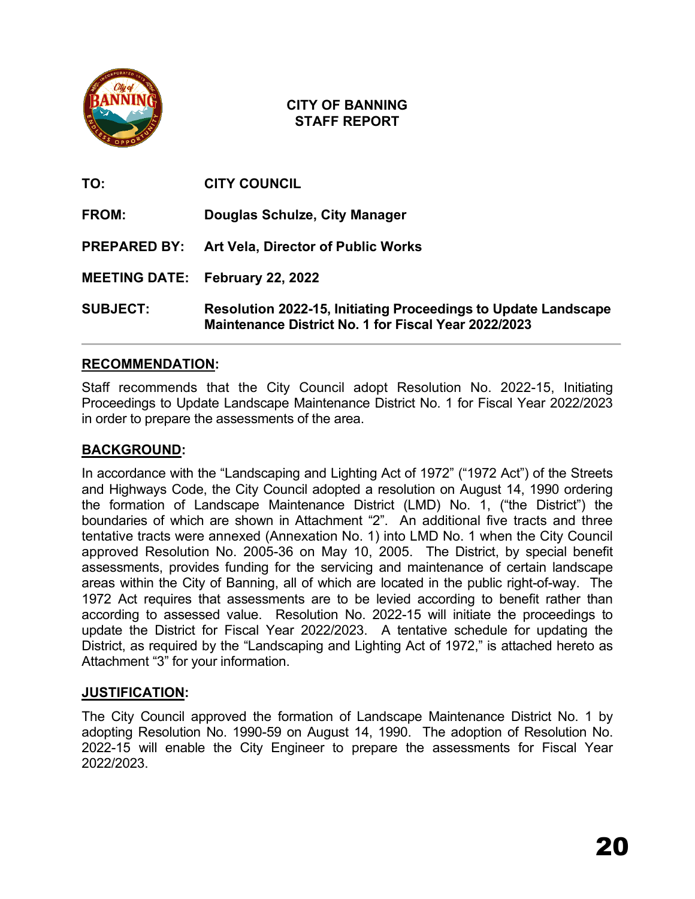# CITY OF BANNING
## STAFF REPORT

**TO:** CITY COUNCIL

**FROM:** Douglas Schulze, City Manager

**PREPARED BY:** Art Vela, Director of Public Works

**MEETING DATE:** February 22, 2022

**SUBJECT:** Resolution 2022-15, Initiating Proceedings to Update Landscape Maintenance District No. 1 for Fiscal Year 2022/2023

---

## RECOMMENDATION:

Staff recommends that the City Council adopt Resolution No. 2022-15, Initiating Proceedings to Update Landscape Maintenance District No. 1 for Fiscal Year 2022/2023 in order to prepare the assessments of the area.

## BACKGROUND:

In accordance with the "Landscaping and Lighting Act of 1972" ("1972 Act") of the Streets and Highways Code, the City Council adopted a resolution on August 14, 1990 ordering the formation of Landscape Maintenance District (LMD) No. 1, ("the District") the boundaries of which are shown in Attachment "2". An additional five tracts and three tentative tracts were annexed (Annexation No. 1) into LMD No. 1 when the City Council approved Resolution No. 2005-36 on May 10, 2005. The District, by special benefit assessments, provides funding for the servicing and maintenance of certain landscape areas within the City of Banning, all of which are located in the public right-of-way. The 1972 Act requires that assessments are to be levied according to benefit rather than according to assessed value. Resolution No. 2022-15 will initiate the proceedings to update the District for Fiscal Year 2022/2023. A tentative schedule for updating the District, as required by the "Landscaping and Lighting Act of 1972," is attached hereto as Attachment "3" for your information.

## JUSTIFICATION:

The City Council approved the formation of Landscape Maintenance District No. 1 by adopting Resolution No. 1990-59 on August 14, 1990. The adoption of Resolution No. 2022-15 will enable the City Engineer to prepare the assessments for Fiscal Year 2022/2023.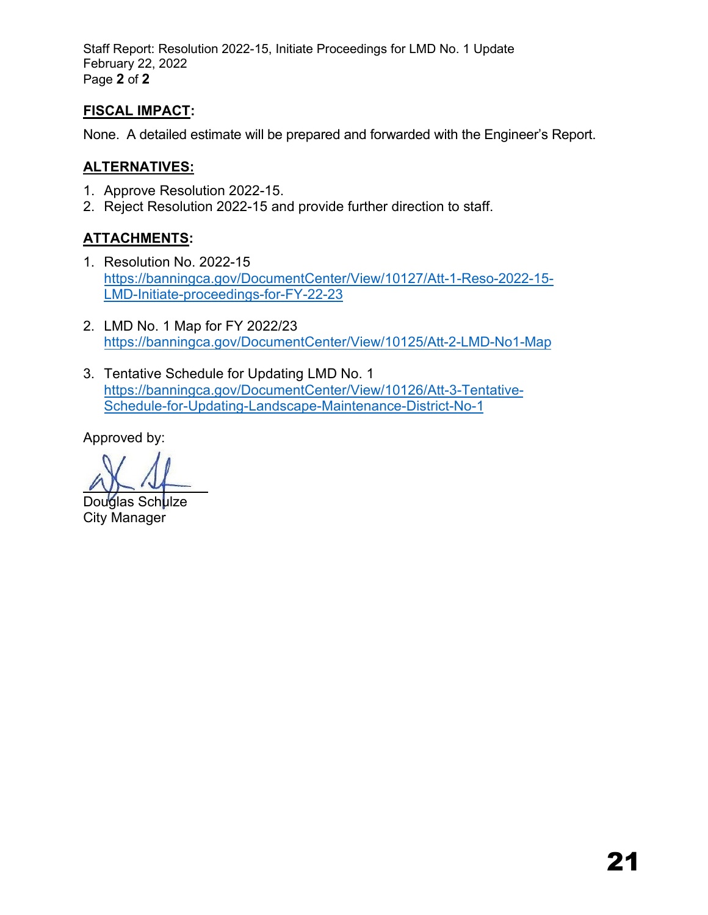## FISCAL IMPACT:

None. A detailed estimate will be prepared and forwarded with the Engineer's Report.

## ALTERNATIVES:

1. Approve Resolution 2022-15.
2. Reject Resolution 2022-15 and provide further direction to staff.

## ATTACHMENTS:

1. Resolution No. 2022-15
   https://banningca.gov/DocumentCenter/View/10127/Att-1-Reso-2022-15-LMD-Initiate-proceedings-for-FY-22-23

2. LMD No. 1 Map for FY 2022/23
   https://banningca.gov/DocumentCenter/View/10125/Att-2-LMD-No1-Map

3. Tentative Schedule for Updating LMD No. 1
   https://banningca.gov/DocumentCenter/View/10126/Att-3-Tentative-Schedule-for-Updating-Landscape-Maintenance-District-No-1

Approved by:

Douglas Schulze
City Manager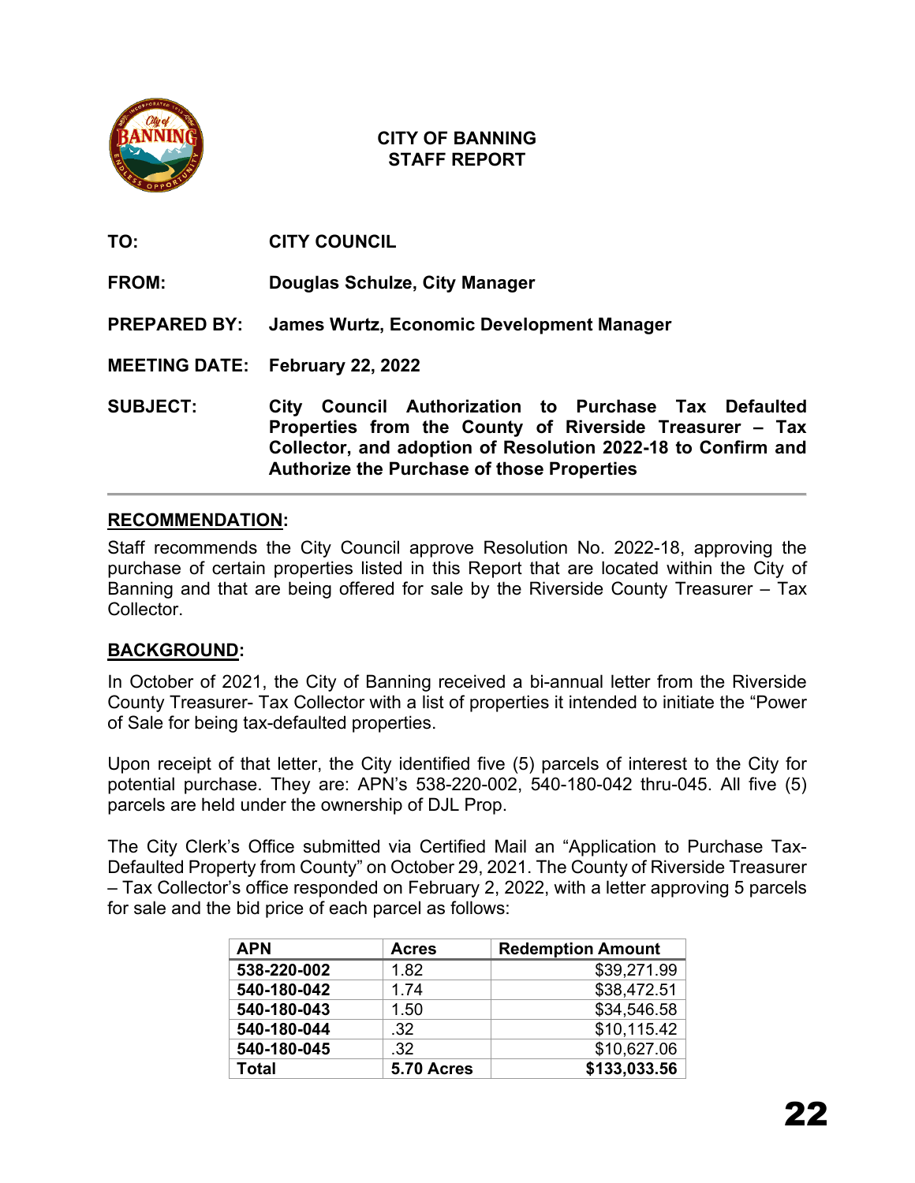# CITY OF BANNING
## STAFF REPORT

**TO:** CITY COUNCIL

**FROM:** Douglas Schulze, City Manager

**PREPARED BY:** James Wurtz, Economic Development Manager

**MEETING DATE:** February 22, 2022

**SUBJECT:** City Council Authorization to Purchase Tax Defaulted Properties from the County of Riverside Treasurer – Tax Collector, and adoption of Resolution 2022-18 to Confirm and Authorize the Purchase of those Properties

---

**RECOMMENDATION:**

Staff recommends the City Council approve Resolution No. 2022-18, approving the purchase of certain properties listed in this Report that are located within the City of Banning and that are being offered for sale by the Riverside County Treasurer – Tax Collector.

**BACKGROUND:**

In October of 2021, the City of Banning received a bi-annual letter from the Riverside County Treasurer- Tax Collector with a list of properties it intended to initiate the "Power of Sale for being tax-defaulted properties.

Upon receipt of that letter, the City identified five (5) parcels of interest to the City for potential purchase. They are: APN's 538-220-002, 540-180-042 thru-045. All five (5) parcels are held under the ownership of DJL Prop.

The City Clerk's Office submitted via Certified Mail an "Application to Purchase Tax-Defaulted Property from County" on October 29, 2021. The County of Riverside Treasurer – Tax Collector's office responded on February 2, 2022, with a letter approving 5 parcels for sale and the bid price of each parcel as follows:

| APN | Acres | Redemption Amount |
|---|---|---|
| **538-220-002** | 1.82 | $39,271.99 |
| **540-180-042** | 1.74 | $38,472.51 |
| **540-180-043** | 1.50 | $34,546.58 |
| **540-180-044** | .32 | $10,115.42 |
| **540-180-045** | .32 | $10,627.06 |
| **Total** | **5.70 Acres** | **$133,033.56** |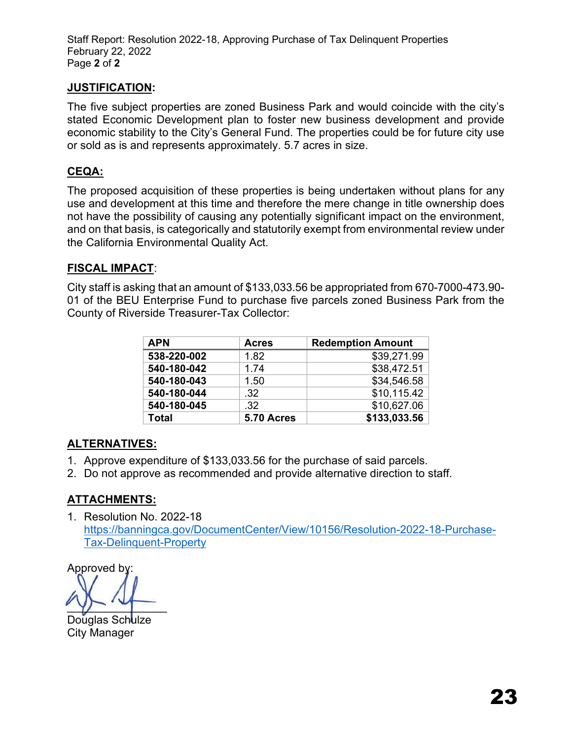## JUSTIFICATION:

The five subject properties are zoned Business Park and would coincide with the city's stated Economic Development plan to foster new business development and provide economic stability to the City's General Fund. The properties could be for future city use or sold as is and represents approximately. 5.7 acres in size.

## CEQA:

The proposed acquisition of these properties is being undertaken without plans for any use and development at this time and therefore the mere change in title ownership does not have the possibility of causing any potentially significant impact on the environment, and on that basis, is categorically and statutorily exempt from environmental review under the California Environmental Quality Act.

## FISCAL IMPACT:

City staff is asking that an amount of $133,033.56 be appropriated from 670-7000-473.90-01 of the BEU Enterprise Fund to purchase five parcels zoned Business Park from the County of Riverside Treasurer-Tax Collector:

| APN | Acres | Redemption Amount |
|---|---|---|
| **538-220-002** | 1.82 | $39,271.99 |
| **540-180-042** | 1.74 | $38,472.51 |
| **540-180-043** | 1.50 | $34,546.58 |
| **540-180-044** | .32 | $10,115.42 |
| **540-180-045** | .32 | $10,627.06 |
| **Total** | **5.70 Acres** | **$133,033.56** |

## ALTERNATIVES:

1. Approve expenditure of $133,033.56 for the purchase of said parcels.
2. Do not approve as recommended and provide alternative direction to staff.

## ATTACHMENTS:

1. Resolution No. 2022-18
   https://banningca.gov/DocumentCenter/View/10156/Resolution-2022-18-Purchase-Tax-Delinquent-Property

Approved by:

Douglas Schulze
City Manager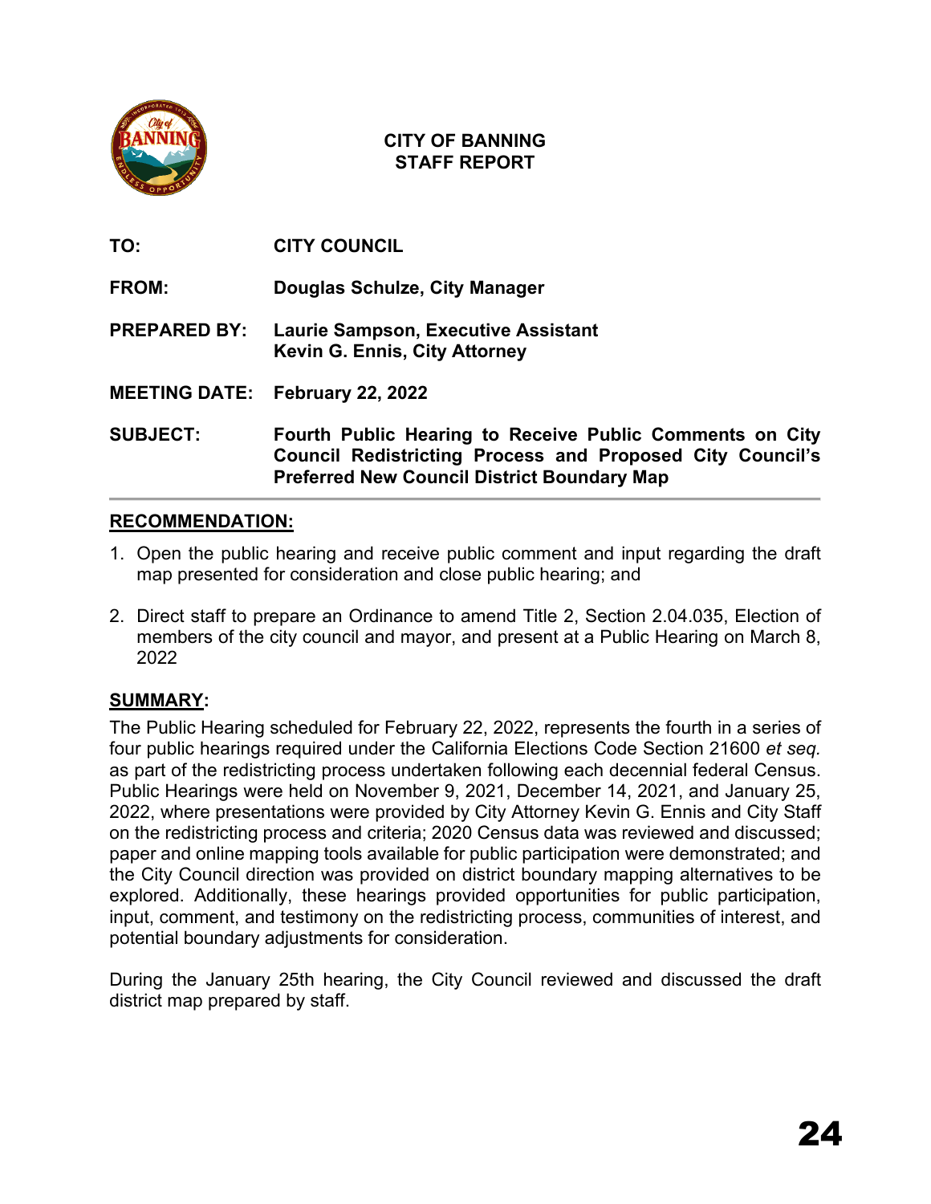# CITY OF BANNING
# STAFF REPORT

**TO:** CITY COUNCIL

**FROM:** Douglas Schulze, City Manager

**PREPARED BY:** Laurie Sampson, Executive Assistant
Kevin G. Ennis, City Attorney

**MEETING DATE:** February 22, 2022

**SUBJECT:** Fourth Public Hearing to Receive Public Comments on City Council Redistricting Process and Proposed City Council's Preferred New Council District Boundary Map

---

## RECOMMENDATION:

1. Open the public hearing and receive public comment and input regarding the draft map presented for consideration and close public hearing; and

2. Direct staff to prepare an Ordinance to amend Title 2, Section 2.04.035, Election of members of the city council and mayor, and present at a Public Hearing on March 8, 2022

## SUMMARY:

The Public Hearing scheduled for February 22, 2022, represents the fourth in a series of four public hearings required under the California Elections Code Section 21600 *et seq.* as part of the redistricting process undertaken following each decennial federal Census. Public Hearings were held on November 9, 2021, December 14, 2021, and January 25, 2022, where presentations were provided by City Attorney Kevin G. Ennis and City Staff on the redistricting process and criteria; 2020 Census data was reviewed and discussed; paper and online mapping tools available for public participation were demonstrated; and the City Council direction was provided on district boundary mapping alternatives to be explored. Additionally, these hearings provided opportunities for public participation, input, comment, and testimony on the redistricting process, communities of interest, and potential boundary adjustments for consideration.

During the January 25th hearing, the City Council reviewed and discussed the draft district map prepared by staff.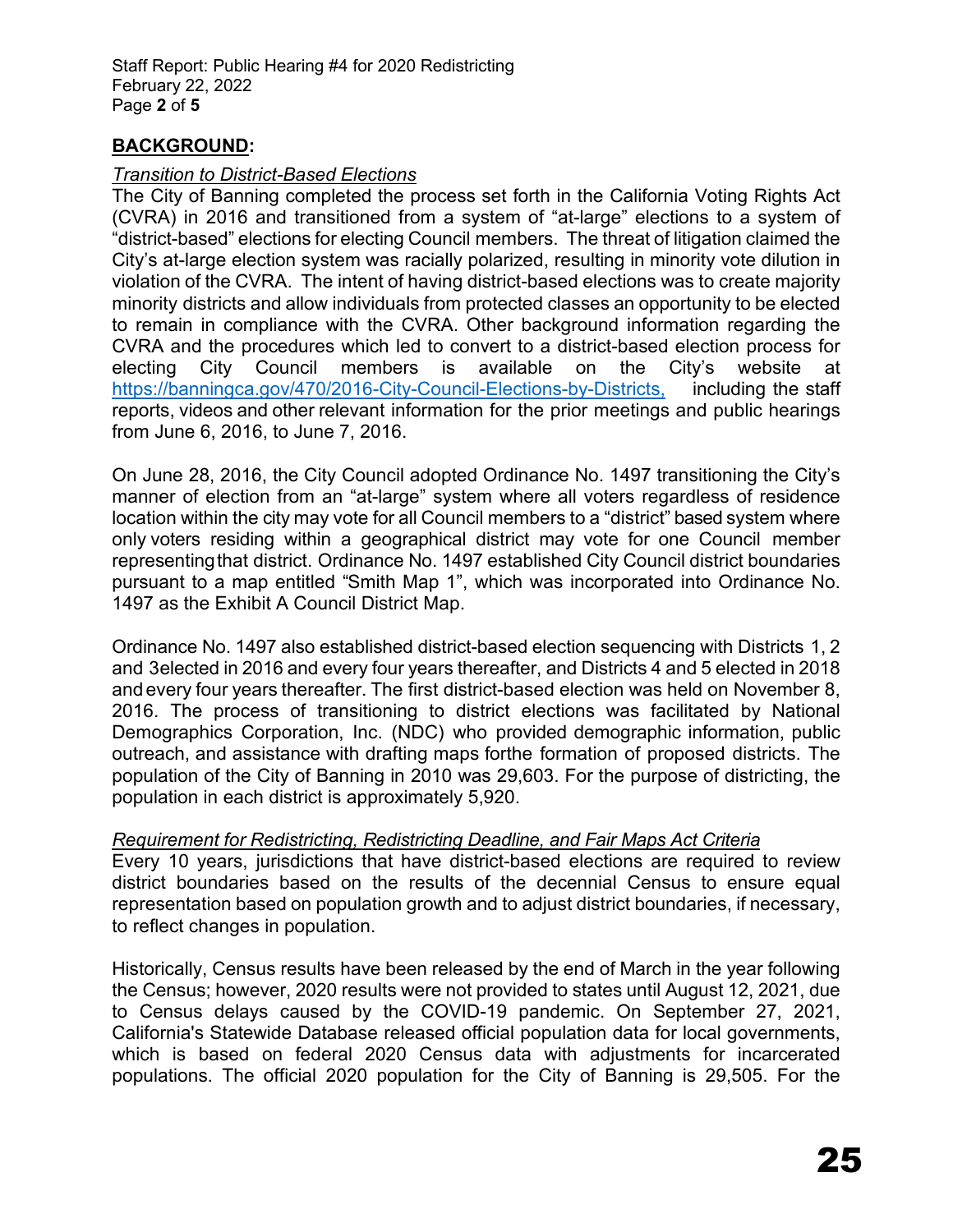## BACKGROUND:

*Transition to District-Based Elections*

The City of Banning completed the process set forth in the California Voting Rights Act (CVRA) in 2016 and transitioned from a system of "at-large" elections to a system of "district-based" elections for electing Council members. The threat of litigation claimed the City's at-large election system was racially polarized, resulting in minority vote dilution in violation of the CVRA. The intent of having district-based elections was to create majority minority districts and allow individuals from protected classes an opportunity to be elected to remain in compliance with the CVRA. Other background information regarding the CVRA and the procedures which led to convert to a district-based election process for electing City Council members is available on the City's website at https://banningca.gov/470/2016-City-Council-Elections-by-Districts, including the staff reports, videos and other relevant information for the prior meetings and public hearings from June 6, 2016, to June 7, 2016.

On June 28, 2016, the City Council adopted Ordinance No. 1497 transitioning the City's manner of election from an "at-large" system where all voters regardless of residence location within the city may vote for all Council members to a "district" based system where only voters residing within a geographical district may vote for one Council member representing that district. Ordinance No. 1497 established City Council district boundaries pursuant to a map entitled "Smith Map 1", which was incorporated into Ordinance No. 1497 as the Exhibit A Council District Map.

Ordinance No. 1497 also established district-based election sequencing with Districts 1, 2 and 3elected in 2016 and every four years thereafter, and Districts 4 and 5 elected in 2018 and every four years thereafter. The first district-based election was held on November 8, 2016. The process of transitioning to district elections was facilitated by National Demographics Corporation, Inc. (NDC) who provided demographic information, public outreach, and assistance with drafting maps forthe formation of proposed districts. The population of the City of Banning in 2010 was 29,603. For the purpose of districting, the population in each district is approximately 5,920.

*Requirement for Redistricting, Redistricting Deadline, and Fair Maps Act Criteria*

Every 10 years, jurisdictions that have district-based elections are required to review district boundaries based on the results of the decennial Census to ensure equal representation based on population growth and to adjust district boundaries, if necessary, to reflect changes in population.

Historically, Census results have been released by the end of March in the year following the Census; however, 2020 results were not provided to states until August 12, 2021, due to Census delays caused by the COVID-19 pandemic. On September 27, 2021, California's Statewide Database released official population data for local governments, which is based on federal 2020 Census data with adjustments for incarcerated populations. The official 2020 population for the City of Banning is 29,505. For the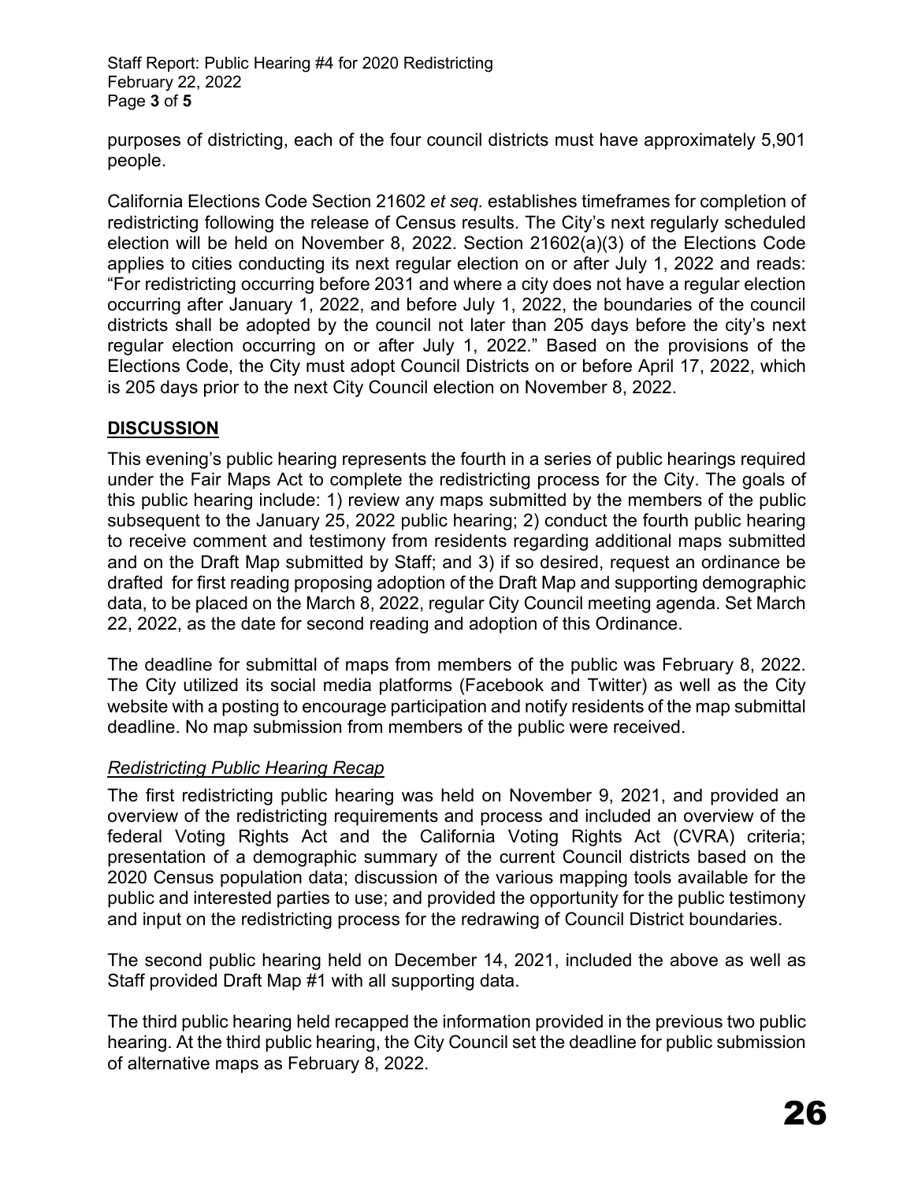purposes of districting, each of the four council districts must have approximately 5,901 people.

California Elections Code Section 21602 *et seq.* establishes timeframes for completion of redistricting following the release of Census results. The City's next regularly scheduled election will be held on November 8, 2022. Section 21602(a)(3) of the Elections Code applies to cities conducting its next regular election on or after July 1, 2022 and reads: "For redistricting occurring before 2031 and where a city does not have a regular election occurring after January 1, 2022, and before July 1, 2022, the boundaries of the council districts shall be adopted by the council not later than 205 days before the city's next regular election occurring on or after July 1, 2022." Based on the provisions of the Elections Code, the City must adopt Council Districts on or before April 17, 2022, which is 205 days prior to the next City Council election on November 8, 2022.

## DISCUSSION

This evening's public hearing represents the fourth in a series of public hearings required under the Fair Maps Act to complete the redistricting process for the City. The goals of this public hearing include: 1) review any maps submitted by the members of the public subsequent to the January 25, 2022 public hearing; 2) conduct the fourth public hearing to receive comment and testimony from residents regarding additional maps submitted and on the Draft Map submitted by Staff; and 3) if so desired, request an ordinance be drafted for first reading proposing adoption of the Draft Map and supporting demographic data, to be placed on the March 8, 2022, regular City Council meeting agenda. Set March 22, 2022, as the date for second reading and adoption of this Ordinance.

The deadline for submittal of maps from members of the public was February 8, 2022. The City utilized its social media platforms (Facebook and Twitter) as well as the City website with a posting to encourage participation and notify residents of the map submittal deadline. No map submission from members of the public were received.

### *Redistricting Public Hearing Recap*

The first redistricting public hearing was held on November 9, 2021, and provided an overview of the redistricting requirements and process and included an overview of the federal Voting Rights Act and the California Voting Rights Act (CVRA) criteria; presentation of a demographic summary of the current Council districts based on the 2020 Census population data; discussion of the various mapping tools available for the public and interested parties to use; and provided the opportunity for the public testimony and input on the redistricting process for the redrawing of Council District boundaries.

The second public hearing held on December 14, 2021, included the above as well as Staff provided Draft Map #1 with all supporting data.

The third public hearing held recapped the information provided in the previous two public hearing. At the third public hearing, the City Council set the deadline for public submission of alternative maps as February 8, 2022.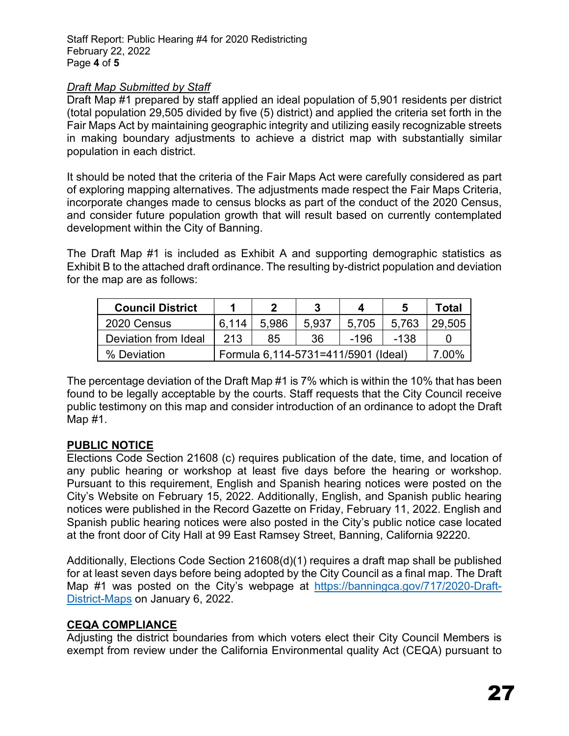*Draft Map Submitted by Staff*

Draft Map #1 prepared by staff applied an ideal population of 5,901 residents per district (total population 29,505 divided by five (5) district) and applied the criteria set forth in the Fair Maps Act by maintaining geographic integrity and utilizing easily recognizable streets in making boundary adjustments to achieve a district map with substantially similar population in each district.

It should be noted that the criteria of the Fair Maps Act were carefully considered as part of exploring mapping alternatives. The adjustments made respect the Fair Maps Criteria, incorporate changes made to census blocks as part of the conduct of the 2020 Census, and consider future population growth that will result based on currently contemplated development within the City of Banning.

The Draft Map #1 is included as Exhibit A and supporting demographic statistics as Exhibit B to the attached draft ordinance. The resulting by-district population and deviation for the map are as follows:

| Council District | 1 | 2 | 3 | 4 | 5 | Total |
|---|---|---|---|---|---|---|
| 2020 Census | 6,114 | 5,986 | 5,937 | 5,705 | 5,763 | 29,505 |
| Deviation from Ideal | 213 | 85 | 36 | -196 | -138 | 0 |
| % Deviation | Formula 6,114-5731=411/5901 (Ideal) | | | | | 7.00% |

The percentage deviation of the Draft Map #1 is 7% which is within the 10% that has been found to be legally acceptable by the courts. Staff requests that the City Council receive public testimony on this map and consider introduction of an ordinance to adopt the Draft Map #1.

**PUBLIC NOTICE**

Elections Code Section 21608 (c) requires publication of the date, time, and location of any public hearing or workshop at least five days before the hearing or workshop. Pursuant to this requirement, English and Spanish hearing notices were posted on the City's Website on February 15, 2022. Additionally, English, and Spanish public hearing notices were published in the Record Gazette on Friday, February 11, 2022. English and Spanish public hearing notices were also posted in the City's public notice case located at the front door of City Hall at 99 East Ramsey Street, Banning, California 92220.

Additionally, Elections Code Section 21608(d)(1) requires a draft map shall be published for at least seven days before being adopted by the City Council as a final map. The Draft Map #1 was posted on the City's webpage at [https://banningca.gov/717/2020-Draft-District-Maps](https://banningca.gov/717/2020-Draft-District-Maps) on January 6, 2022.

**CEQA COMPLIANCE**

Adjusting the district boundaries from which voters elect their City Council Members is exempt from review under the California Environmental quality Act (CEQA) pursuant to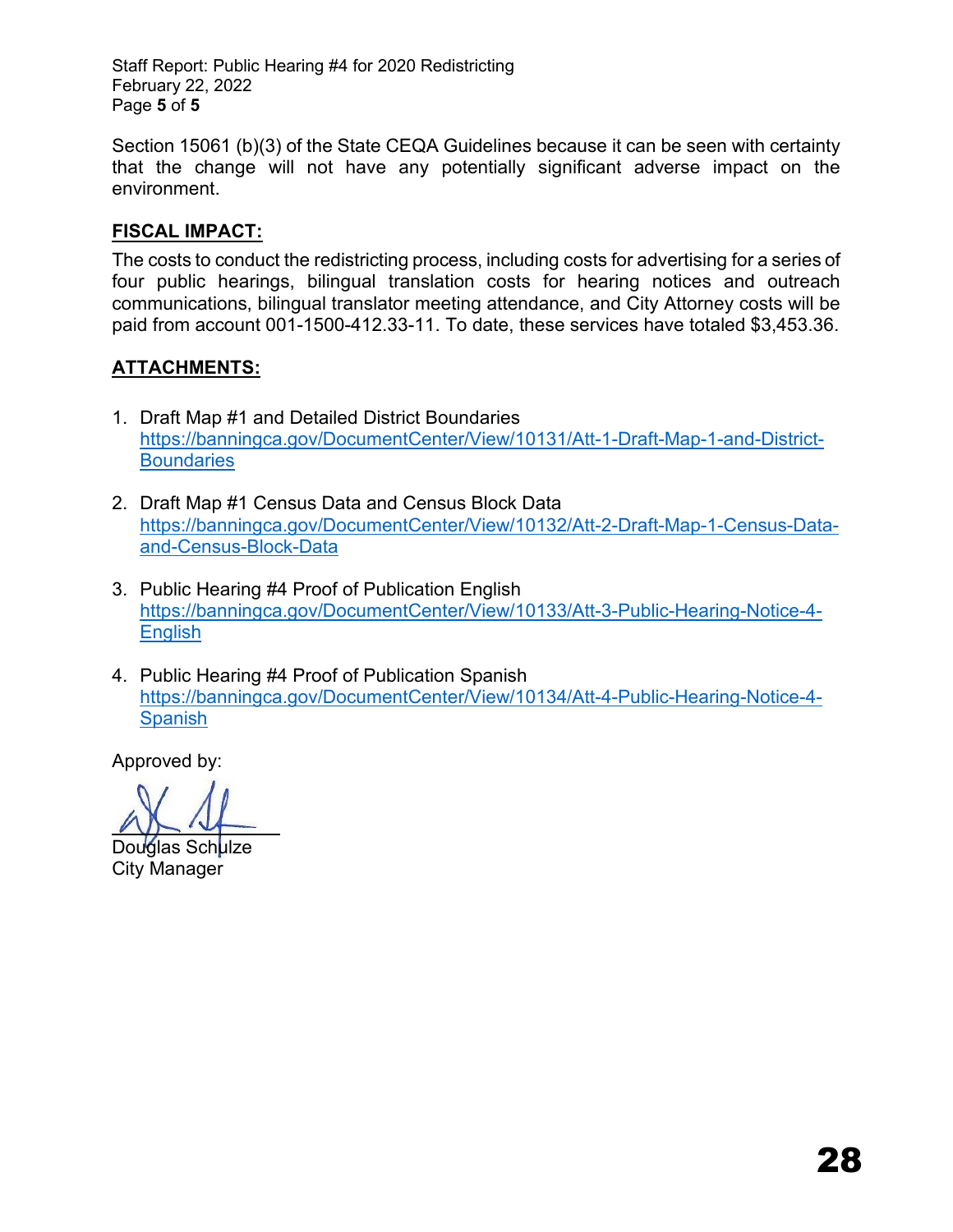Section 15061 (b)(3) of the State CEQA Guidelines because it can be seen with certainty that the change will not have any potentially significant adverse impact on the environment.

**FISCAL IMPACT:**

The costs to conduct the redistricting process, including costs for advertising for a series of four public hearings, bilingual translation costs for hearing notices and outreach communications, bilingual translator meeting attendance, and City Attorney costs will be paid from account 001-1500-412.33-11. To date, these services have totaled $3,453.36.

**ATTACHMENTS:**

1. Draft Map #1 and Detailed District Boundaries
   https://banningca.gov/DocumentCenter/View/10131/Att-1-Draft-Map-1-and-District-Boundaries

2. Draft Map #1 Census Data and Census Block Data
   https://banningca.gov/DocumentCenter/View/10132/Att-2-Draft-Map-1-Census-Data-and-Census-Block-Data

3. Public Hearing #4 Proof of Publication English
   https://banningca.gov/DocumentCenter/View/10133/Att-3-Public-Hearing-Notice-4-English

4. Public Hearing #4 Proof of Publication Spanish
   https://banningca.gov/DocumentCenter/View/10134/Att-4-Public-Hearing-Notice-4-Spanish

Approved by:

Douglas Schulze
City Manager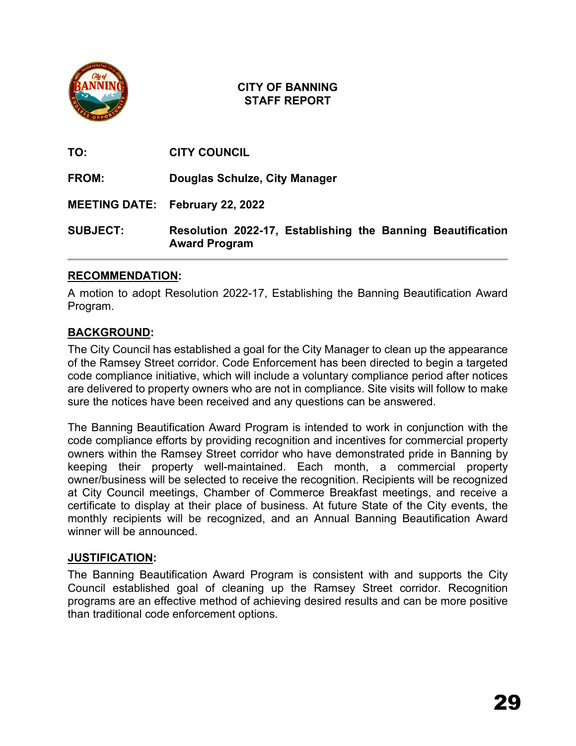# CITY OF BANNING
## STAFF REPORT

**TO:** CITY COUNCIL

**FROM:** Douglas Schulze, City Manager

**MEETING DATE:** February 22, 2022

**SUBJECT:** Resolution 2022-17, Establishing the Banning Beautification Award Program

---

**RECOMMENDATION:**

A motion to adopt Resolution 2022-17, Establishing the Banning Beautification Award Program.

**BACKGROUND:**

The City Council has established a goal for the City Manager to clean up the appearance of the Ramsey Street corridor. Code Enforcement has been directed to begin a targeted code compliance initiative, which will include a voluntary compliance period after notices are delivered to property owners who are not in compliance. Site visits will follow to make sure the notices have been received and any questions can be answered.

The Banning Beautification Award Program is intended to work in conjunction with the code compliance efforts by providing recognition and incentives for commercial property owners within the Ramsey Street corridor who have demonstrated pride in Banning by keeping their property well-maintained. Each month, a commercial property owner/business will be selected to receive the recognition. Recipients will be recognized at City Council meetings, Chamber of Commerce Breakfast meetings, and receive a certificate to display at their place of business. At future State of the City events, the monthly recipients will be recognized, and an Annual Banning Beautification Award winner will be announced.

**JUSTIFICATION:**

The Banning Beautification Award Program is consistent with and supports the City Council established goal of cleaning up the Ramsey Street corridor. Recognition programs are an effective method of achieving desired results and can be more positive than traditional code enforcement options.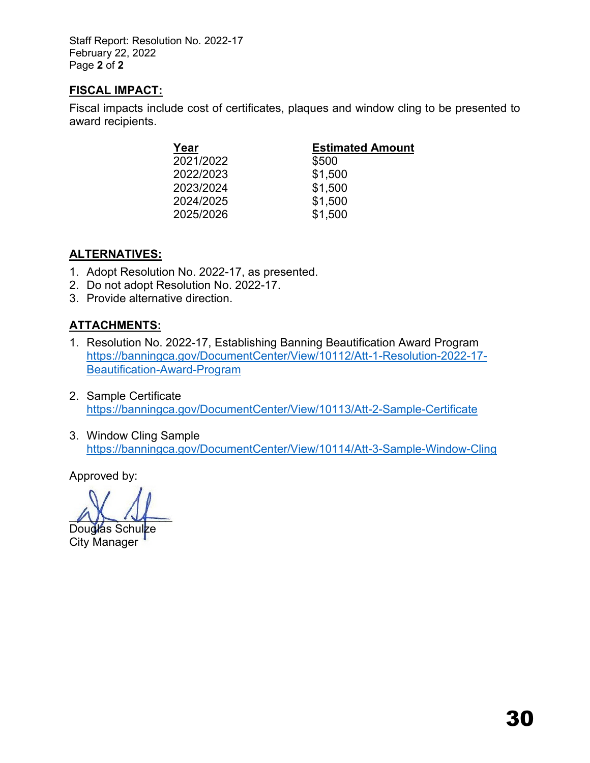## FISCAL IMPACT:

Fiscal impacts include cost of certificates, plaques and window cling to be presented to award recipients.

| Year | Estimated Amount |
|---|---|
| 2021/2022 | $500 |
| 2022/2023 | $1,500 |
| 2023/2024 | $1,500 |
| 2024/2025 | $1,500 |
| 2025/2026 | $1,500 |

## ALTERNATIVES:

1. Adopt Resolution No. 2022-17, as presented.
2. Do not adopt Resolution No. 2022-17.
3. Provide alternative direction.

## ATTACHMENTS:

1. Resolution No. 2022-17, Establishing Banning Beautification Award Program
   https://banningca.gov/DocumentCenter/View/10112/Att-1-Resolution-2022-17-Beautification-Award-Program

2. Sample Certificate
   https://banningca.gov/DocumentCenter/View/10113/Att-2-Sample-Certificate

3. Window Cling Sample
   https://banningca.gov/DocumentCenter/View/10114/Att-3-Sample-Window-Cling

Approved by:

Douglas Schulze
City Manager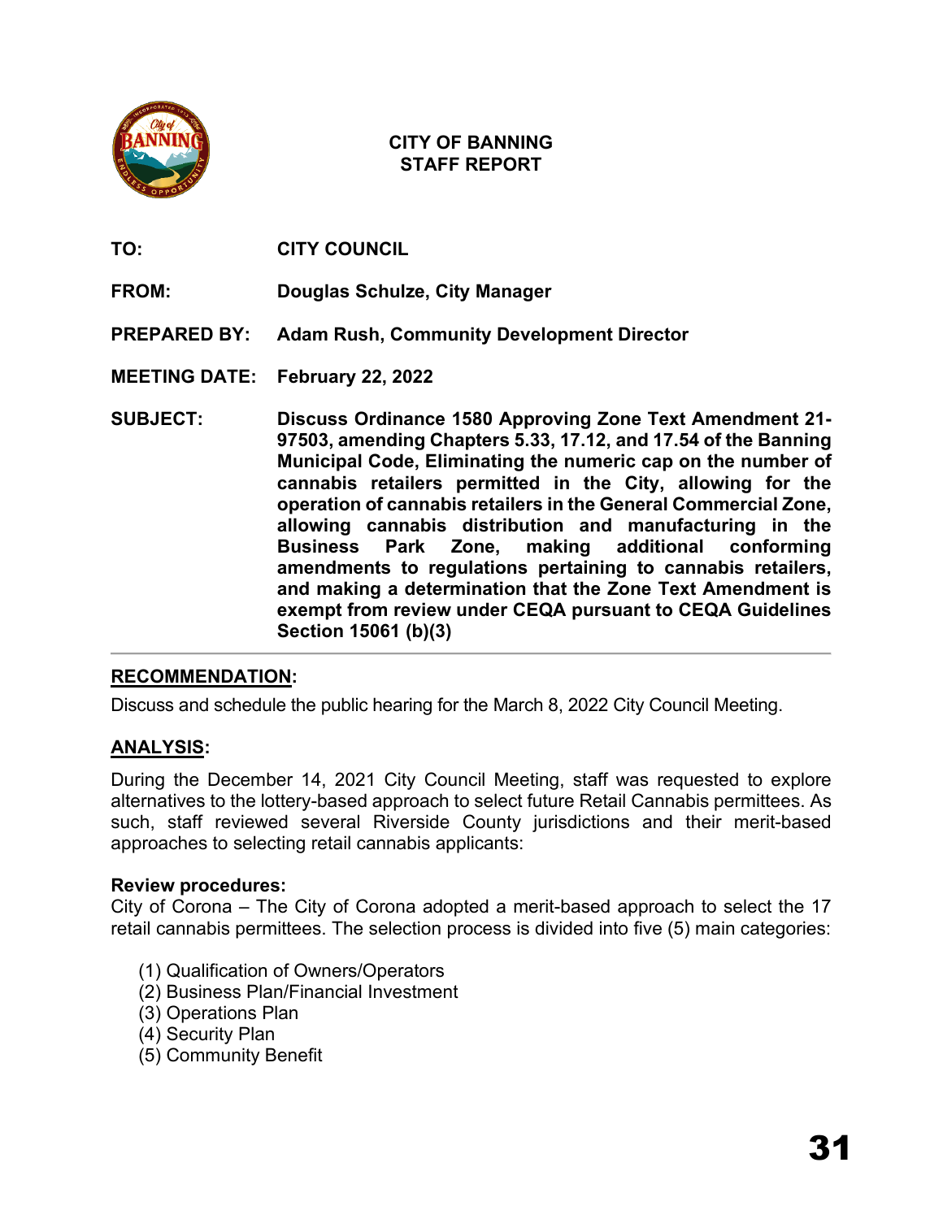**CITY OF BANNING**
**STAFF REPORT**

**TO:** CITY COUNCIL

**FROM:** Douglas Schulze, City Manager

**PREPARED BY:** Adam Rush, Community Development Director

**MEETING DATE:** February 22, 2022

**SUBJECT:** Discuss Ordinance 1580 Approving Zone Text Amendment 21-97503, amending Chapters 5.33, 17.12, and 17.54 of the Banning Municipal Code, Eliminating the numeric cap on the number of cannabis retailers permitted in the City, allowing for the operation of cannabis retailers in the General Commercial Zone, allowing cannabis distribution and manufacturing in the Business Park Zone, making additional conforming amendments to regulations pertaining to cannabis retailers, and making a determination that the Zone Text Amendment is exempt from review under CEQA pursuant to CEQA Guidelines Section 15061 (b)(3)

---

## RECOMMENDATION:

Discuss and schedule the public hearing for the March 8, 2022 City Council Meeting.

## ANALYSIS:

During the December 14, 2021 City Council Meeting, staff was requested to explore alternatives to the lottery-based approach to select future Retail Cannabis permittees. As such, staff reviewed several Riverside County jurisdictions and their merit-based approaches to selecting retail cannabis applicants:

**Review procedures:**

City of Corona – The City of Corona adopted a merit-based approach to select the 17 retail cannabis permittees. The selection process is divided into five (5) main categories:

(1) Qualification of Owners/Operators
(2) Business Plan/Financial Investment
(3) Operations Plan
(4) Security Plan
(5) Community Benefit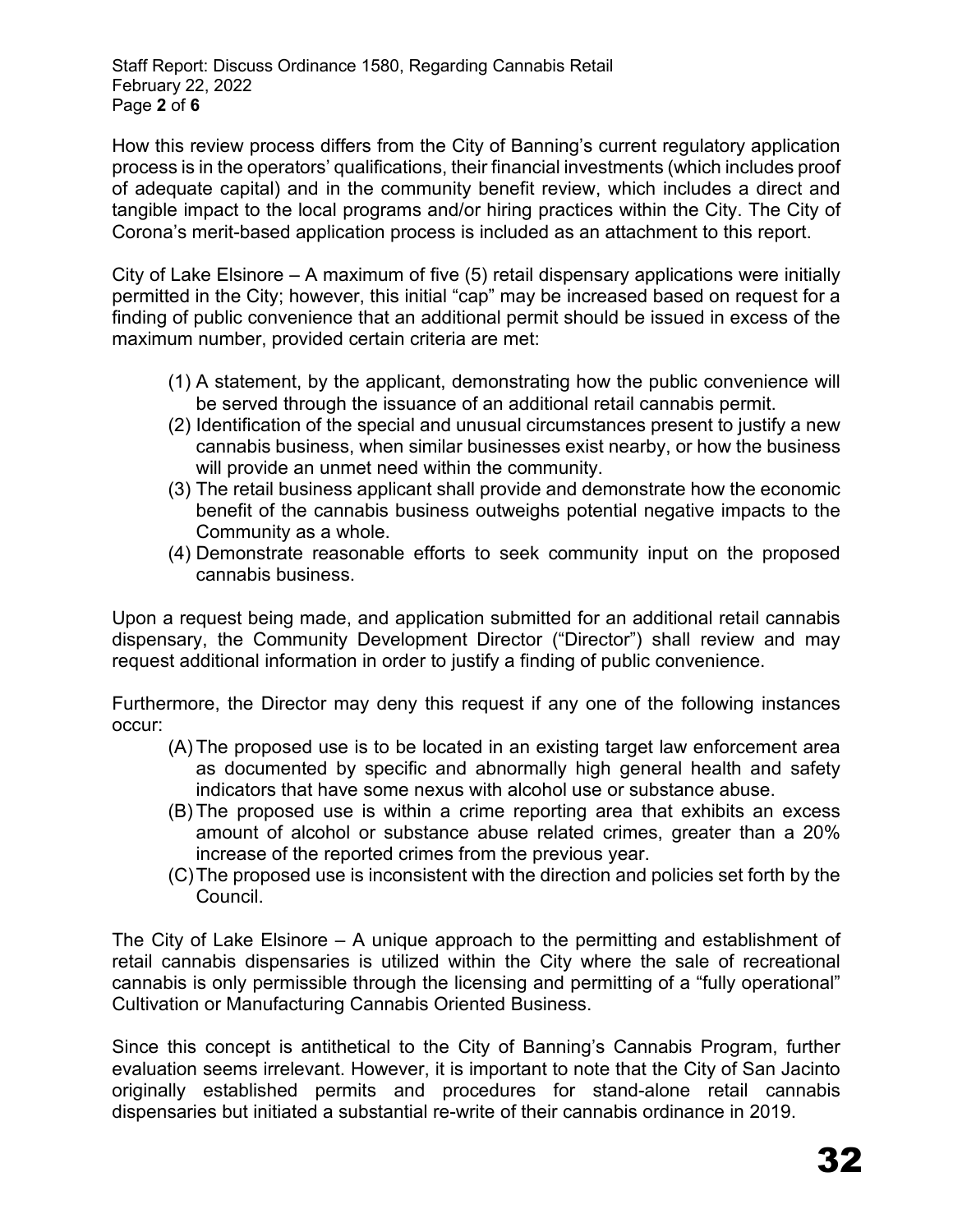How this review process differs from the City of Banning's current regulatory application process is in the operators' qualifications, their financial investments (which includes proof of adequate capital) and in the community benefit review, which includes a direct and tangible impact to the local programs and/or hiring practices within the City. The City of Corona's merit-based application process is included as an attachment to this report.

City of Lake Elsinore – A maximum of five (5) retail dispensary applications were initially permitted in the City; however, this initial "cap" may be increased based on request for a finding of public convenience that an additional permit should be issued in excess of the maximum number, provided certain criteria are met:

(1) A statement, by the applicant, demonstrating how the public convenience will be served through the issuance of an additional retail cannabis permit.
(2) Identification of the special and unusual circumstances present to justify a new cannabis business, when similar businesses exist nearby, or how the business will provide an unmet need within the community.
(3) The retail business applicant shall provide and demonstrate how the economic benefit of the cannabis business outweighs potential negative impacts to the Community as a whole.
(4) Demonstrate reasonable efforts to seek community input on the proposed cannabis business.

Upon a request being made, and application submitted for an additional retail cannabis dispensary, the Community Development Director ("Director") shall review and may request additional information in order to justify a finding of public convenience.

Furthermore, the Director may deny this request if any one of the following instances occur:

(A) The proposed use is to be located in an existing target law enforcement area as documented by specific and abnormally high general health and safety indicators that have some nexus with alcohol use or substance abuse.
(B) The proposed use is within a crime reporting area that exhibits an excess amount of alcohol or substance abuse related crimes, greater than a 20% increase of the reported crimes from the previous year.
(C) The proposed use is inconsistent with the direction and policies set forth by the Council.

The City of Lake Elsinore – A unique approach to the permitting and establishment of retail cannabis dispensaries is utilized within the City where the sale of recreational cannabis is only permissible through the licensing and permitting of a "fully operational" Cultivation or Manufacturing Cannabis Oriented Business.

Since this concept is antithetical to the City of Banning's Cannabis Program, further evaluation seems irrelevant. However, it is important to note that the City of San Jacinto originally established permits and procedures for stand-alone retail cannabis dispensaries but initiated a substantial re-write of their cannabis ordinance in 2019.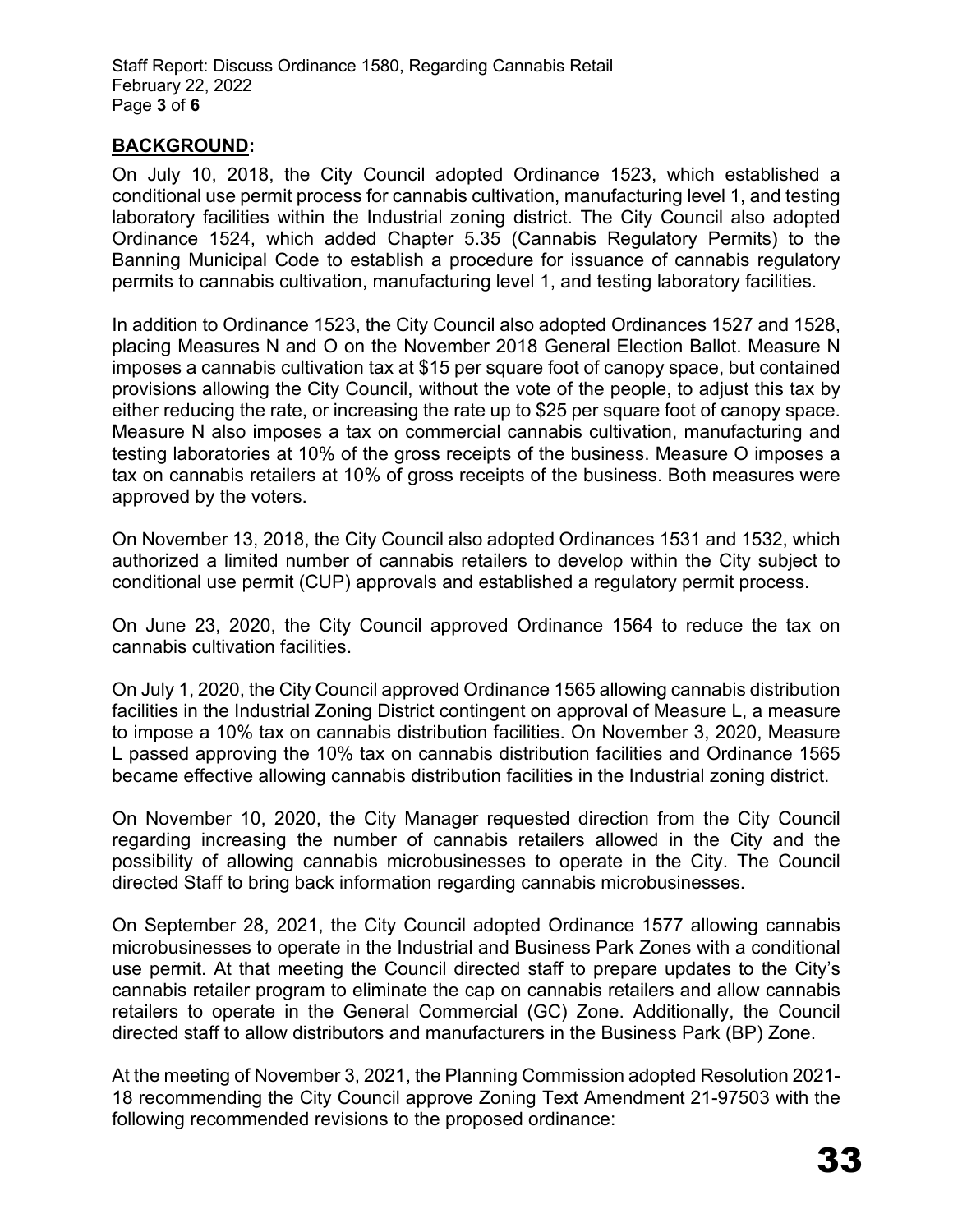## BACKGROUND:

On July 10, 2018, the City Council adopted Ordinance 1523, which established a conditional use permit process for cannabis cultivation, manufacturing level 1, and testing laboratory facilities within the Industrial zoning district. The City Council also adopted Ordinance 1524, which added Chapter 5.35 (Cannabis Regulatory Permits) to the Banning Municipal Code to establish a procedure for issuance of cannabis regulatory permits to cannabis cultivation, manufacturing level 1, and testing laboratory facilities.

In addition to Ordinance 1523, the City Council also adopted Ordinances 1527 and 1528, placing Measures N and O on the November 2018 General Election Ballot. Measure N imposes a cannabis cultivation tax at $15 per square foot of canopy space, but contained provisions allowing the City Council, without the vote of the people, to adjust this tax by either reducing the rate, or increasing the rate up to $25 per square foot of canopy space. Measure N also imposes a tax on commercial cannabis cultivation, manufacturing and testing laboratories at 10% of the gross receipts of the business. Measure O imposes a tax on cannabis retailers at 10% of gross receipts of the business. Both measures were approved by the voters.

On November 13, 2018, the City Council also adopted Ordinances 1531 and 1532, which authorized a limited number of cannabis retailers to develop within the City subject to conditional use permit (CUP) approvals and established a regulatory permit process.

On June 23, 2020, the City Council approved Ordinance 1564 to reduce the tax on cannabis cultivation facilities.

On July 1, 2020, the City Council approved Ordinance 1565 allowing cannabis distribution facilities in the Industrial Zoning District contingent on approval of Measure L, a measure to impose a 10% tax on cannabis distribution facilities. On November 3, 2020, Measure L passed approving the 10% tax on cannabis distribution facilities and Ordinance 1565 became effective allowing cannabis distribution facilities in the Industrial zoning district.

On November 10, 2020, the City Manager requested direction from the City Council regarding increasing the number of cannabis retailers allowed in the City and the possibility of allowing cannabis microbusinesses to operate in the City. The Council directed Staff to bring back information regarding cannabis microbusinesses.

On September 28, 2021, the City Council adopted Ordinance 1577 allowing cannabis microbusinesses to operate in the Industrial and Business Park Zones with a conditional use permit. At that meeting the Council directed staff to prepare updates to the City's cannabis retailer program to eliminate the cap on cannabis retailers and allow cannabis retailers to operate in the General Commercial (GC) Zone. Additionally, the Council directed staff to allow distributors and manufacturers in the Business Park (BP) Zone.

At the meeting of November 3, 2021, the Planning Commission adopted Resolution 2021-18 recommending the City Council approve Zoning Text Amendment 21-97503 with the following recommended revisions to the proposed ordinance: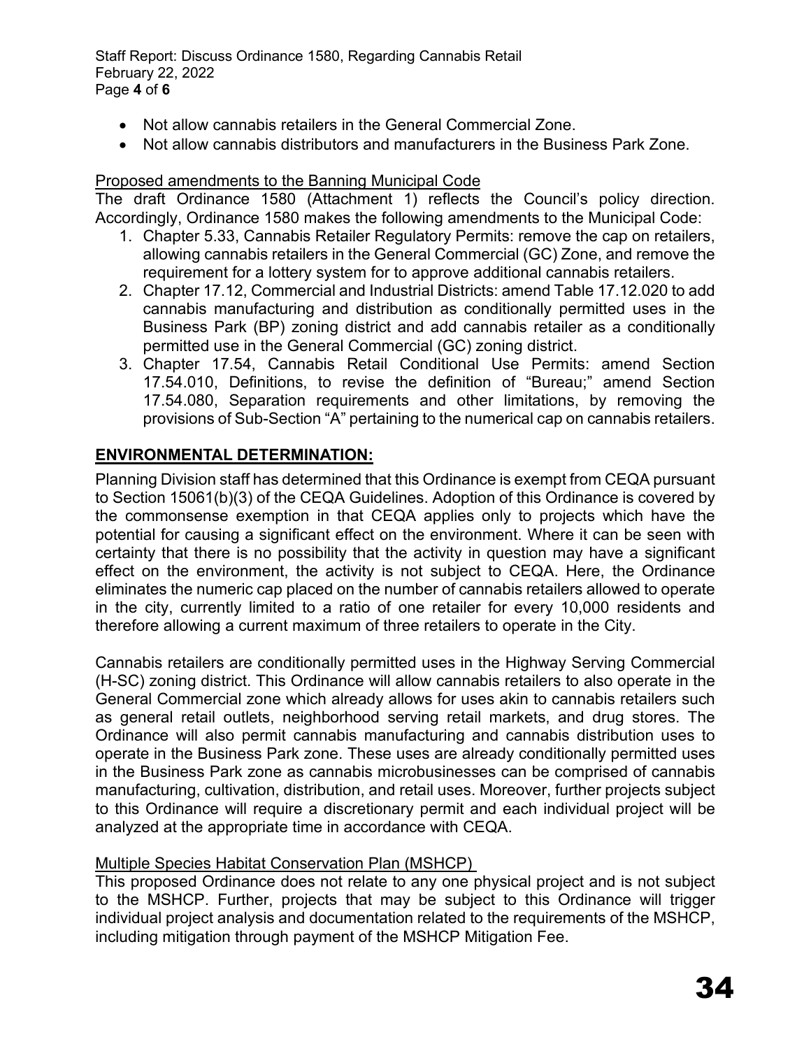- Not allow cannabis retailers in the General Commercial Zone.
- Not allow cannabis distributors and manufacturers in the Business Park Zone.

Proposed amendments to the Banning Municipal Code

The draft Ordinance 1580 (Attachment 1) reflects the Council's policy direction. Accordingly, Ordinance 1580 makes the following amendments to the Municipal Code:

1. Chapter 5.33, Cannabis Retailer Regulatory Permits: remove the cap on retailers, allowing cannabis retailers in the General Commercial (GC) Zone, and remove the requirement for a lottery system for to approve additional cannabis retailers.
2. Chapter 17.12, Commercial and Industrial Districts: amend Table 17.12.020 to add cannabis manufacturing and distribution as conditionally permitted uses in the Business Park (BP) zoning district and add cannabis retailer as a conditionally permitted use in the General Commercial (GC) zoning district.
3. Chapter 17.54, Cannabis Retail Conditional Use Permits: amend Section 17.54.010, Definitions, to revise the definition of "Bureau;" amend Section 17.54.080, Separation requirements and other limitations, by removing the provisions of Sub-Section "A" pertaining to the numerical cap on cannabis retailers.

## ENVIRONMENTAL DETERMINATION:

Planning Division staff has determined that this Ordinance is exempt from CEQA pursuant to Section 15061(b)(3) of the CEQA Guidelines. Adoption of this Ordinance is covered by the commonsense exemption in that CEQA applies only to projects which have the potential for causing a significant effect on the environment. Where it can be seen with certainty that there is no possibility that the activity in question may have a significant effect on the environment, the activity is not subject to CEQA. Here, the Ordinance eliminates the numeric cap placed on the number of cannabis retailers allowed to operate in the city, currently limited to a ratio of one retailer for every 10,000 residents and therefore allowing a current maximum of three retailers to operate in the City.

Cannabis retailers are conditionally permitted uses in the Highway Serving Commercial (H-SC) zoning district. This Ordinance will allow cannabis retailers to also operate in the General Commercial zone which already allows for uses akin to cannabis retailers such as general retail outlets, neighborhood serving retail markets, and drug stores. The Ordinance will also permit cannabis manufacturing and cannabis distribution uses to operate in the Business Park zone. These uses are already conditionally permitted uses in the Business Park zone as cannabis microbusinesses can be comprised of cannabis manufacturing, cultivation, distribution, and retail uses. Moreover, further projects subject to this Ordinance will require a discretionary permit and each individual project will be analyzed at the appropriate time in accordance with CEQA.

Multiple Species Habitat Conservation Plan (MSHCP)

This proposed Ordinance does not relate to any one physical project and is not subject to the MSHCP. Further, projects that may be subject to this Ordinance will trigger individual project analysis and documentation related to the requirements of the MSHCP, including mitigation through payment of the MSHCP Mitigation Fee.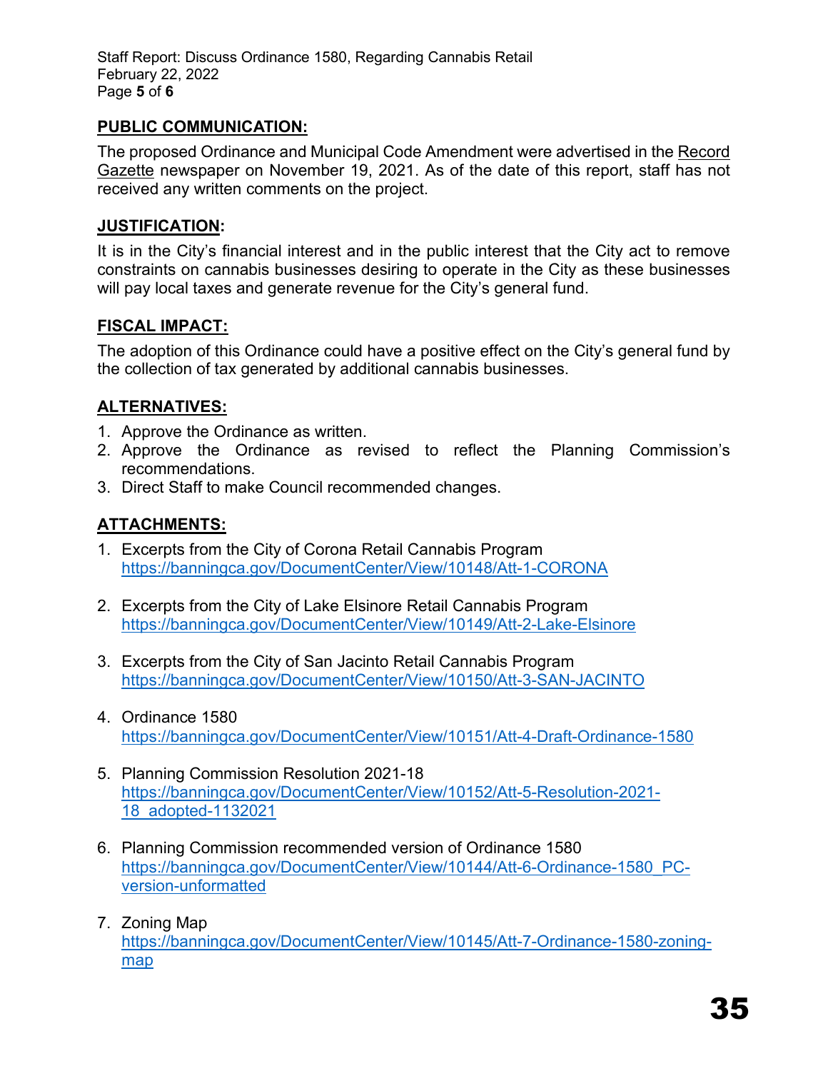## PUBLIC COMMUNICATION:

The proposed Ordinance and Municipal Code Amendment were advertised in the Record Gazette newspaper on November 19, 2021. As of the date of this report, staff has not received any written comments on the project.

## JUSTIFICATION:

It is in the City's financial interest and in the public interest that the City act to remove constraints on cannabis businesses desiring to operate in the City as these businesses will pay local taxes and generate revenue for the City's general fund.

## FISCAL IMPACT:

The adoption of this Ordinance could have a positive effect on the City's general fund by the collection of tax generated by additional cannabis businesses.

## ALTERNATIVES:

1. Approve the Ordinance as written.
2. Approve the Ordinance as revised to reflect the Planning Commission's recommendations.
3. Direct Staff to make Council recommended changes.

## ATTACHMENTS:

1. Excerpts from the City of Corona Retail Cannabis Program
   https://banningca.gov/DocumentCenter/View/10148/Att-1-CORONA

2. Excerpts from the City of Lake Elsinore Retail Cannabis Program
   https://banningca.gov/DocumentCenter/View/10149/Att-2-Lake-Elsinore

3. Excerpts from the City of San Jacinto Retail Cannabis Program
   https://banningca.gov/DocumentCenter/View/10150/Att-3-SAN-JACINTO

4. Ordinance 1580
   https://banningca.gov/DocumentCenter/View/10151/Att-4-Draft-Ordinance-1580

5. Planning Commission Resolution 2021-18
   https://banningca.gov/DocumentCenter/View/10152/Att-5-Resolution-2021-18_adopted-1132021

6. Planning Commission recommended version of Ordinance 1580
   https://banningca.gov/DocumentCenter/View/10144/Att-6-Ordinance-1580_PC-version-unformatted

7. Zoning Map
   https://banningca.gov/DocumentCenter/View/10145/Att-7-Ordinance-1580-zoning-map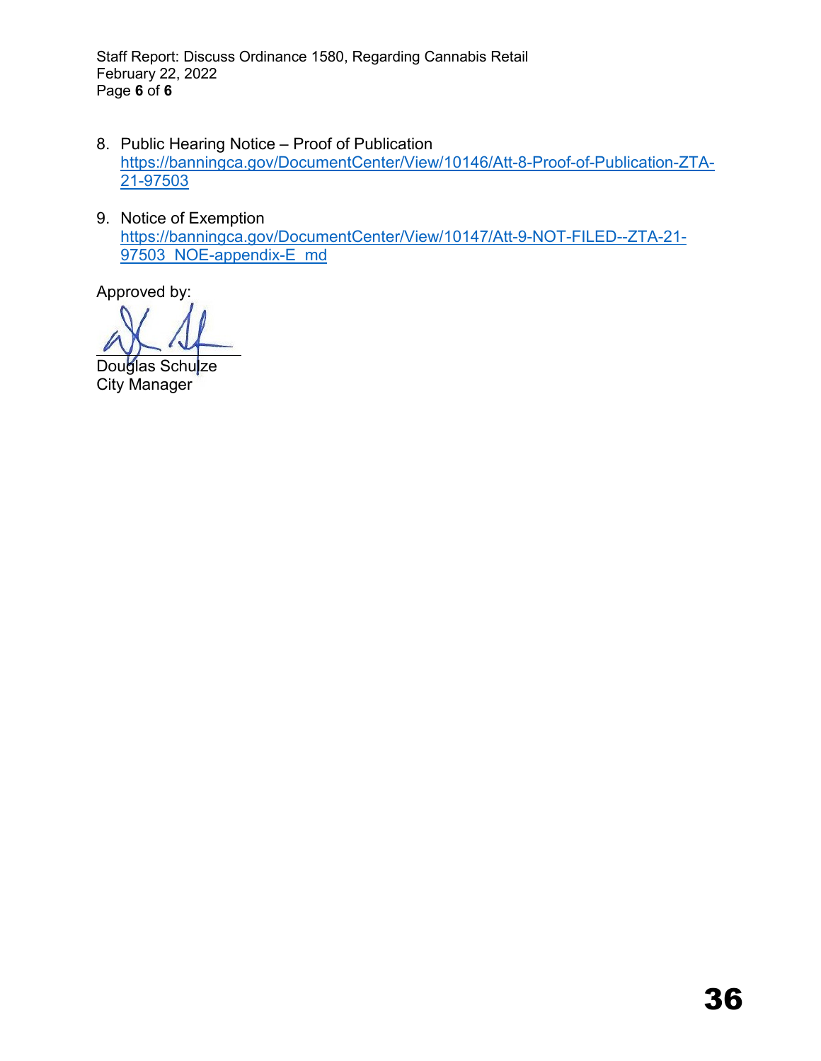8. Public Hearing Notice – Proof of Publication
   https://banningca.gov/DocumentCenter/View/10146/Att-8-Proof-of-Publication-ZTA-21-97503

9. Notice of Exemption
   https://banningca.gov/DocumentCenter/View/10147/Att-9-NOT-FILED--ZTA-21-97503_NOE-appendix-E_md

Approved by:

Douglas Schulze
City Manager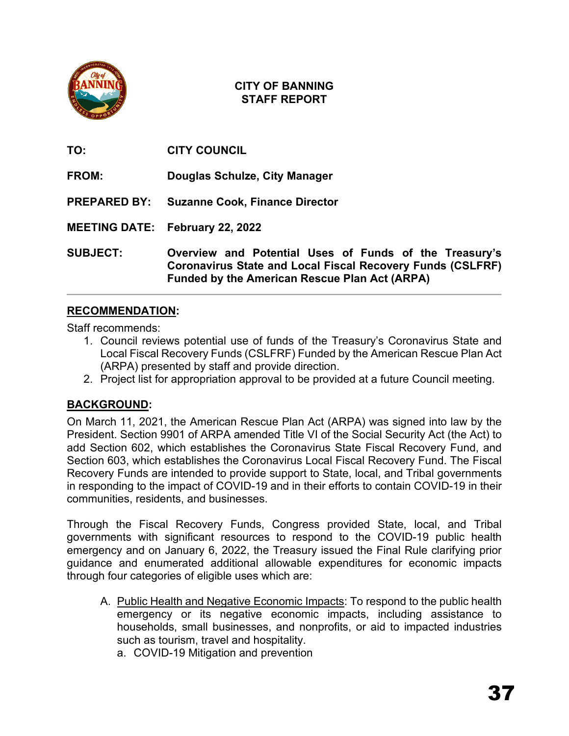**CITY OF BANNING**
**STAFF REPORT**

**TO:** CITY COUNCIL

**FROM:** Douglas Schulze, City Manager

**PREPARED BY:** Suzanne Cook, Finance Director

**MEETING DATE:** February 22, 2022

**SUBJECT:** Overview and Potential Uses of Funds of the Treasury's Coronavirus State and Local Fiscal Recovery Funds (CSLFRF) Funded by the American Rescue Plan Act (ARPA)

---

## RECOMMENDATION:

Staff recommends:

1. Council reviews potential use of funds of the Treasury's Coronavirus State and Local Fiscal Recovery Funds (CSLFRF) Funded by the American Rescue Plan Act (ARPA) presented by staff and provide direction.
2. Project list for appropriation approval to be provided at a future Council meeting.

## BACKGROUND:

On March 11, 2021, the American Rescue Plan Act (ARPA) was signed into law by the President. Section 9901 of ARPA amended Title VI of the Social Security Act (the Act) to add Section 602, which establishes the Coronavirus State Fiscal Recovery Fund, and Section 603, which establishes the Coronavirus Local Fiscal Recovery Fund. The Fiscal Recovery Funds are intended to provide support to State, local, and Tribal governments in responding to the impact of COVID-19 and in their efforts to contain COVID-19 in their communities, residents, and businesses.

Through the Fiscal Recovery Funds, Congress provided State, local, and Tribal governments with significant resources to respond to the COVID-19 public health emergency and on January 6, 2022, the Treasury issued the Final Rule clarifying prior guidance and enumerated additional allowable expenditures for economic impacts through four categories of eligible uses which are:

A. Public Health and Negative Economic Impacts: To respond to the public health emergency or its negative economic impacts, including assistance to households, small businesses, and nonprofits, or aid to impacted industries such as tourism, travel and hospitality.
   a. COVID-19 Mitigation and prevention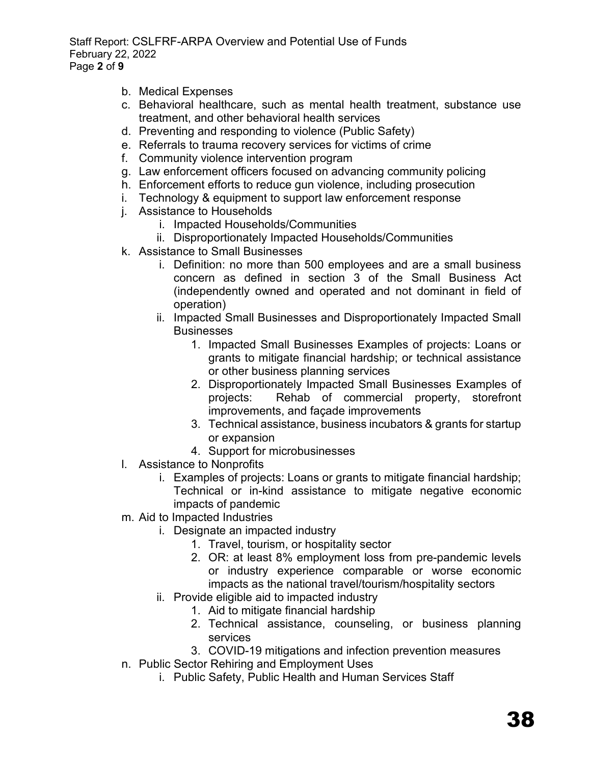b. Medical Expenses
c. Behavioral healthcare, such as mental health treatment, substance use treatment, and other behavioral health services
d. Preventing and responding to violence (Public Safety)
e. Referrals to trauma recovery services for victims of crime
f. Community violence intervention program
g. Law enforcement officers focused on advancing community policing
h. Enforcement efforts to reduce gun violence, including prosecution
i. Technology & equipment to support law enforcement response
j. Assistance to Households
    i. Impacted Households/Communities
    ii. Disproportionately Impacted Households/Communities
k. Assistance to Small Businesses
    i. Definition: no more than 500 employees and are a small business concern as defined in section 3 of the Small Business Act (independently owned and operated and not dominant in field of operation)
    ii. Impacted Small Businesses and Disproportionately Impacted Small Businesses
        1. Impacted Small Businesses Examples of projects: Loans or grants to mitigate financial hardship; or technical assistance or other business planning services
        2. Disproportionately Impacted Small Businesses Examples of projects: Rehab of commercial property, storefront improvements, and façade improvements
        3. Technical assistance, business incubators & grants for startup or expansion
        4. Support for microbusinesses
l. Assistance to Nonprofits
    i. Examples of projects: Loans or grants to mitigate financial hardship; Technical or in-kind assistance to mitigate negative economic impacts of pandemic
m. Aid to Impacted Industries
    i. Designate an impacted industry
        1. Travel, tourism, or hospitality sector
        2. OR: at least 8% employment loss from pre-pandemic levels or industry experience comparable or worse economic impacts as the national travel/tourism/hospitality sectors
    ii. Provide eligible aid to impacted industry
        1. Aid to mitigate financial hardship
        2. Technical assistance, counseling, or business planning services
        3. COVID-19 mitigations and infection prevention measures
n. Public Sector Rehiring and Employment Uses
    i. Public Safety, Public Health and Human Services Staff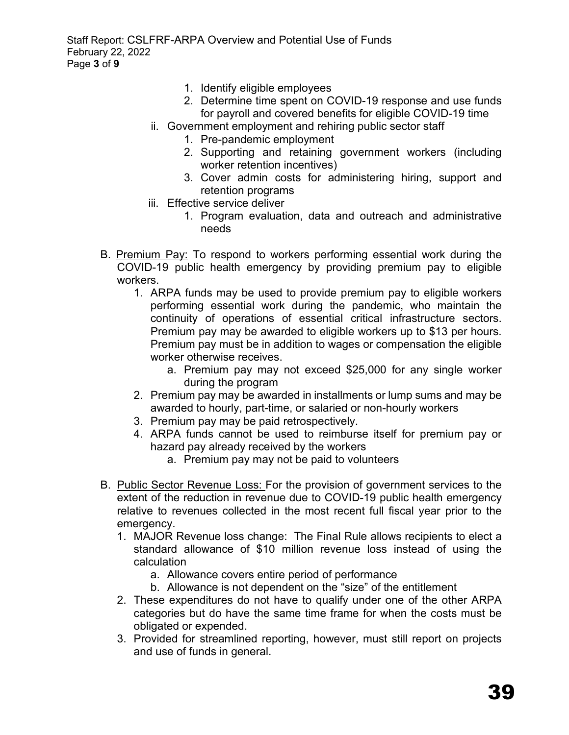1. Identify eligible employees
2. Determine time spent on COVID-19 response and use funds for payroll and covered benefits for eligible COVID-19 time

ii. Government employment and rehiring public sector staff
1. Pre-pandemic employment
2. Supporting and retaining government workers (including worker retention incentives)
3. Cover admin costs for administering hiring, support and retention programs

iii. Effective service deliver
1. Program evaluation, data and outreach and administrative needs

B. <u>Premium Pay:</u> To respond to workers performing essential work during the COVID-19 public health emergency by providing premium pay to eligible workers.

1. ARPA funds may be used to provide premium pay to eligible workers performing essential work during the pandemic, who maintain the continuity of operations of essential critical infrastructure sectors. Premium pay may be awarded to eligible workers up to $13 per hours. Premium pay must be in addition to wages or compensation the eligible worker otherwise receives.
   a. Premium pay may not exceed $25,000 for any single worker during the program
2. Premium pay may be awarded in installments or lump sums and may be awarded to hourly, part-time, or salaried or non-hourly workers
3. Premium pay may be paid retrospectively.
4. ARPA funds cannot be used to reimburse itself for premium pay or hazard pay already received by the workers
   a. Premium pay may not be paid to volunteers

B. <u>Public Sector Revenue Loss:</u> For the provision of government services to the extent of the reduction in revenue due to COVID-19 public health emergency relative to revenues collected in the most recent full fiscal year prior to the emergency.

1. MAJOR Revenue loss change: The Final Rule allows recipients to elect a standard allowance of $10 million revenue loss instead of using the calculation
   a. Allowance covers entire period of performance
   b. Allowance is not dependent on the "size" of the entitlement
2. These expenditures do not have to qualify under one of the other ARPA categories but do have the same time frame for when the costs must be obligated or expended.
3. Provided for streamlined reporting, however, must still report on projects and use of funds in general.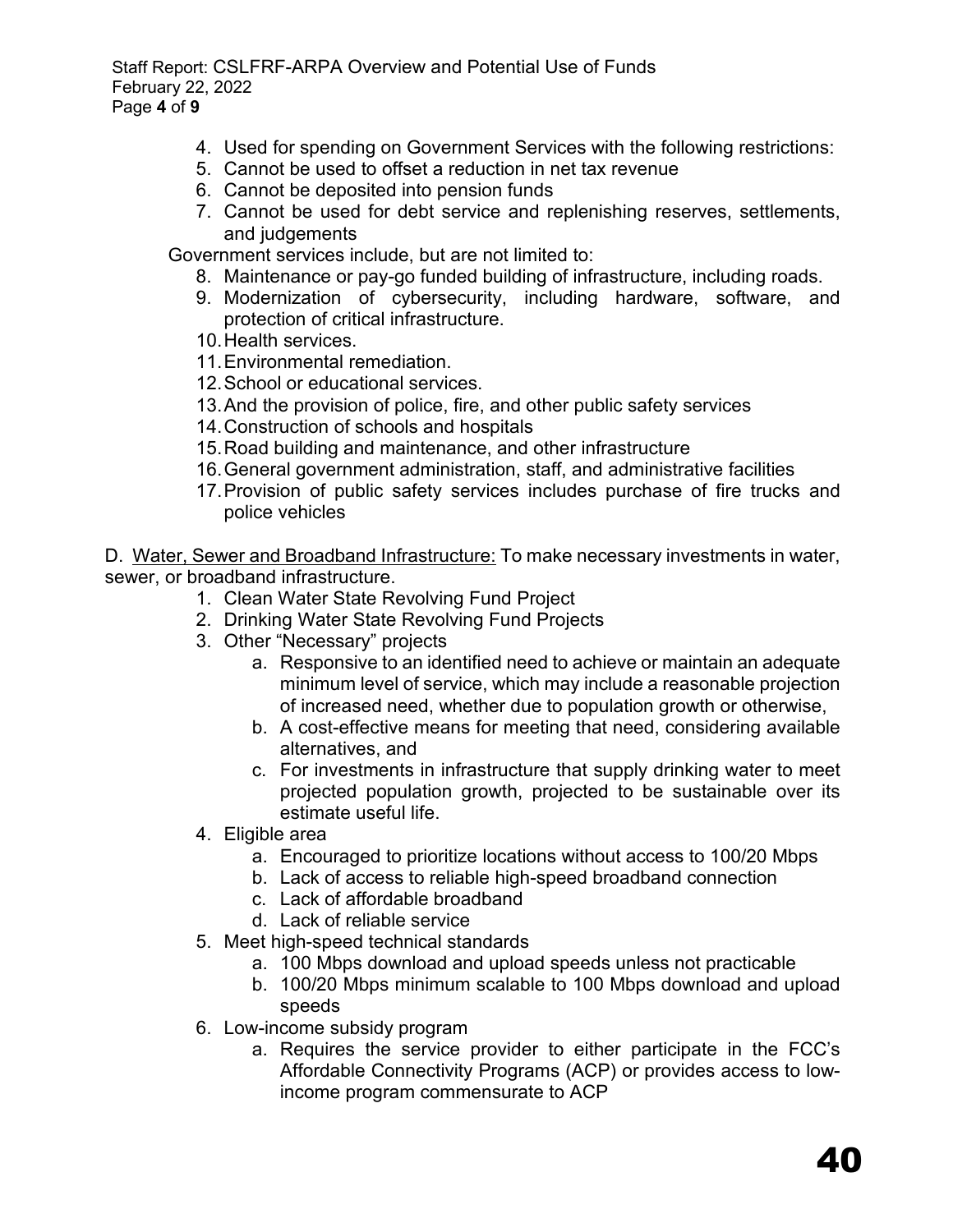4. Used for spending on Government Services with the following restrictions:
5. Cannot be used to offset a reduction in net tax revenue
6. Cannot be deposited into pension funds
7. Cannot be used for debt service and replenishing reserves, settlements, and judgements

Government services include, but are not limited to:

8. Maintenance or pay-go funded building of infrastructure, including roads.
9. Modernization of cybersecurity, including hardware, software, and protection of critical infrastructure.
10. Health services.
11. Environmental remediation.
12. School or educational services.
13. And the provision of police, fire, and other public safety services
14. Construction of schools and hospitals
15. Road building and maintenance, and other infrastructure
16. General government administration, staff, and administrative facilities
17. Provision of public safety services includes purchase of fire trucks and police vehicles

D. <u>Water, Sewer and Broadband Infrastructure:</u> To make necessary investments in water, sewer, or broadband infrastructure.

1. Clean Water State Revolving Fund Project
2. Drinking Water State Revolving Fund Projects
3. Other "Necessary" projects
   a. Responsive to an identified need to achieve or maintain an adequate minimum level of service, which may include a reasonable projection of increased need, whether due to population growth or otherwise,
   b. A cost-effective means for meeting that need, considering available alternatives, and
   c. For investments in infrastructure that supply drinking water to meet projected population growth, projected to be sustainable over its estimate useful life.
4. Eligible area
   a. Encouraged to prioritize locations without access to 100/20 Mbps
   b. Lack of access to reliable high-speed broadband connection
   c. Lack of affordable broadband
   d. Lack of reliable service
5. Meet high-speed technical standards
   a. 100 Mbps download and upload speeds unless not practicable
   b. 100/20 Mbps minimum scalable to 100 Mbps download and upload speeds
6. Low-income subsidy program
   a. Requires the service provider to either participate in the FCC's Affordable Connectivity Programs (ACP) or provides access to low-income program commensurate to ACP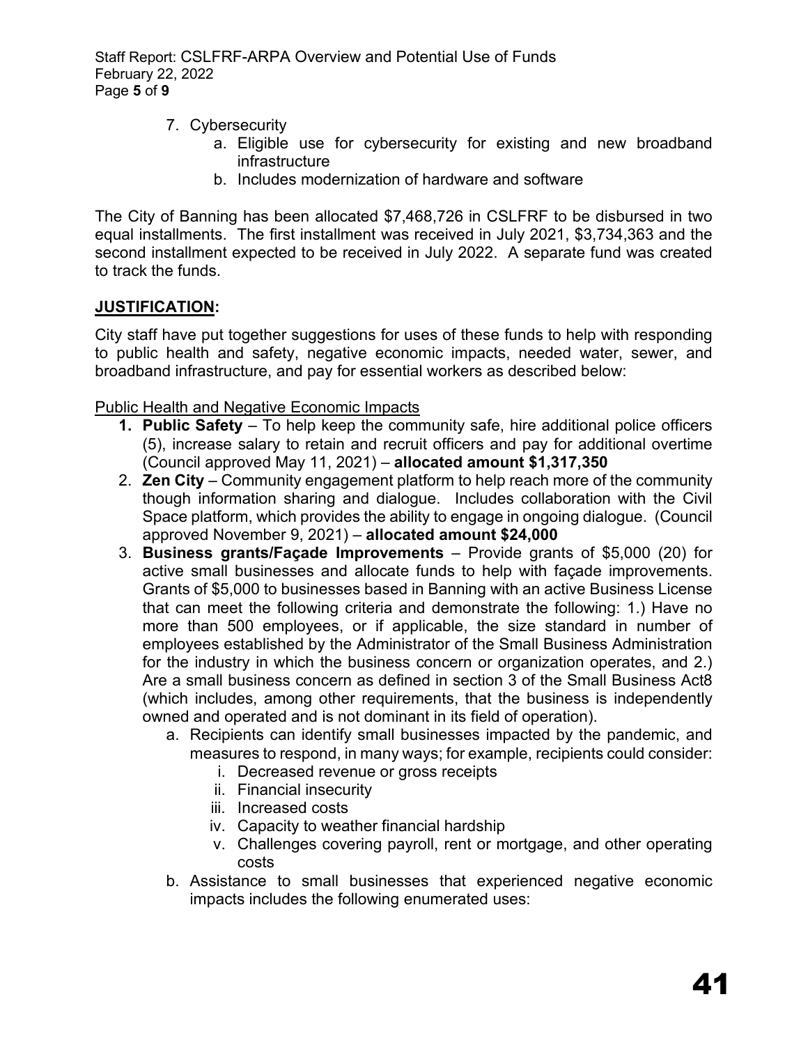7. Cybersecurity
    a. Eligible use for cybersecurity for existing and new broadband infrastructure
    b. Includes modernization of hardware and software

The City of Banning has been allocated $7,468,726 in CSLFRF to be disbursed in two equal installments. The first installment was received in July 2021, $3,734,363 and the second installment expected to be received in July 2022. A separate fund was created to track the funds.

**JUSTIFICATION:**

City staff have put together suggestions for uses of these funds to help with responding to public health and safety, negative economic impacts, needed water, sewer, and broadband infrastructure, and pay for essential workers as described below:

Public Health and Negative Economic Impacts

1. **Public Safety** – To help keep the community safe, hire additional police officers (5), increase salary to retain and recruit officers and pay for additional overtime (Council approved May 11, 2021) – **allocated amount $1,317,350**
2. **Zen City** – Community engagement platform to help reach more of the community though information sharing and dialogue. Includes collaboration with the Civil Space platform, which provides the ability to engage in ongoing dialogue. (Council approved November 9, 2021) – **allocated amount $24,000**
3. **Business grants/Façade Improvements** – Provide grants of $5,000 (20) for active small businesses and allocate funds to help with façade improvements. Grants of $5,000 to businesses based in Banning with an active Business License that can meet the following criteria and demonstrate the following: 1.) Have no more than 500 employees, or if applicable, the size standard in number of employees established by the Administrator of the Small Business Administration for the industry in which the business concern or organization operates, and 2.) Are a small business concern as defined in section 3 of the Small Business Act8 (which includes, among other requirements, that the business is independently owned and operated and is not dominant in its field of operation).
    a. Recipients can identify small businesses impacted by the pandemic, and measures to respond, in many ways; for example, recipients could consider:
        i. Decreased revenue or gross receipts
        ii. Financial insecurity
        iii. Increased costs
        iv. Capacity to weather financial hardship
        v. Challenges covering payroll, rent or mortgage, and other operating costs
    b. Assistance to small businesses that experienced negative economic impacts includes the following enumerated uses: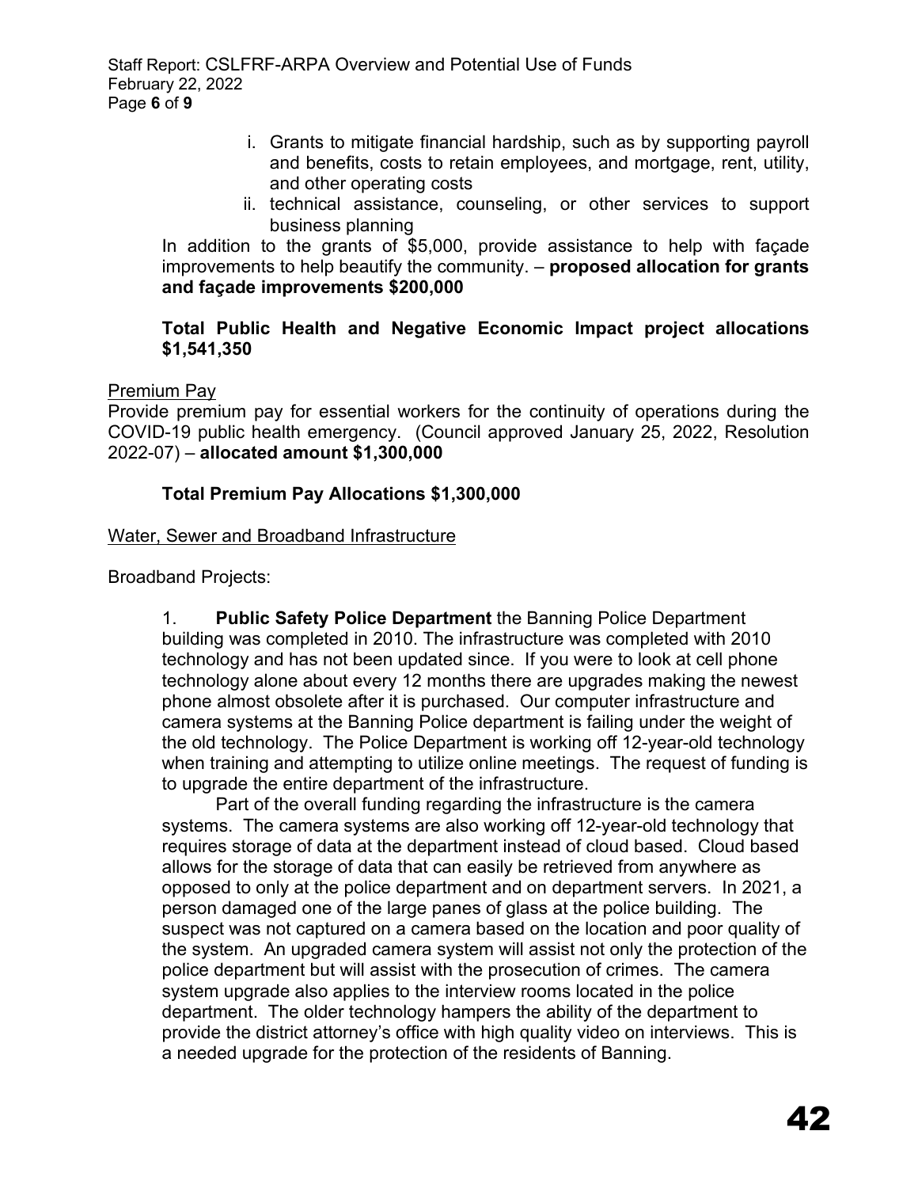i. Grants to mitigate financial hardship, such as by supporting payroll and benefits, costs to retain employees, and mortgage, rent, utility, and other operating costs
ii. technical assistance, counseling, or other services to support business planning

In addition to the grants of $5,000, provide assistance to help with façade improvements to help beautify the community. – **proposed allocation for grants and façade improvements $200,000**

**Total Public Health and Negative Economic Impact project allocations $1,541,350**

<u>Premium Pay</u>

Provide premium pay for essential workers for the continuity of operations during the COVID-19 public health emergency. (Council approved January 25, 2022, Resolution 2022-07) – **allocated amount $1,300,000**

**Total Premium Pay Allocations $1,300,000**

<u>Water, Sewer and Broadband Infrastructure</u>

Broadband Projects:

1. **Public Safety Police Department** the Banning Police Department building was completed in 2010. The infrastructure was completed with 2010 technology and has not been updated since. If you were to look at cell phone technology alone about every 12 months there are upgrades making the newest phone almost obsolete after it is purchased. Our computer infrastructure and camera systems at the Banning Police department is failing under the weight of the old technology. The Police Department is working off 12-year-old technology when training and attempting to utilize online meetings. The request of funding is to upgrade the entire department of the infrastructure.

   Part of the overall funding regarding the infrastructure is the camera systems. The camera systems are also working off 12-year-old technology that requires storage of data at the department instead of cloud based. Cloud based allows for the storage of data that can easily be retrieved from anywhere as opposed to only at the police department and on department servers. In 2021, a person damaged one of the large panes of glass at the police building. The suspect was not captured on a camera based on the location and poor quality of the system. An upgraded camera system will assist not only the protection of the police department but will assist with the prosecution of crimes. The camera system upgrade also applies to the interview rooms located in the police department. The older technology hampers the ability of the department to provide the district attorney's office with high quality video on interviews. This is a needed upgrade for the protection of the residents of Banning.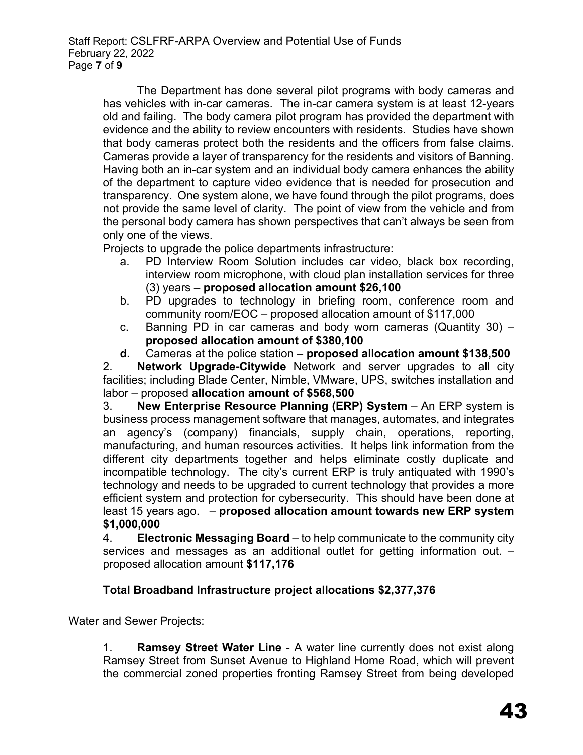The Department has done several pilot programs with body cameras and has vehicles with in-car cameras. The in-car camera system is at least 12-years old and failing. The body camera pilot program has provided the department with evidence and the ability to review encounters with residents. Studies have shown that body cameras protect both the residents and the officers from false claims. Cameras provide a layer of transparency for the residents and visitors of Banning. Having both an in-car system and an individual body camera enhances the ability of the department to capture video evidence that is needed for prosecution and transparency. One system alone, we have found through the pilot programs, does not provide the same level of clarity. The point of view from the vehicle and from the personal body camera has shown perspectives that can't always be seen from only one of the views.

Projects to upgrade the police departments infrastructure:

a. PD Interview Room Solution includes car video, black box recording, interview room microphone, with cloud plan installation services for three (3) years – **proposed allocation amount $26,100**

b. PD upgrades to technology in briefing room, conference room and community room/EOC – proposed allocation amount of $117,000

c. Banning PD in car cameras and body worn cameras (Quantity 30) – **proposed allocation amount of $380,100**

**d.** Cameras at the police station – **proposed allocation amount $138,500**

2. **Network Upgrade-Citywide** Network and server upgrades to all city facilities; including Blade Center, Nimble, VMware, UPS, switches installation and labor – proposed **allocation amount of $568,500**

3. **New Enterprise Resource Planning (ERP) System** – An ERP system is business process management software that manages, automates, and integrates an agency's (company) financials, supply chain, operations, reporting, manufacturing, and human resources activities. It helps link information from the different city departments together and helps eliminate costly duplicate and incompatible technology. The city's current ERP is truly antiquated with 1990's technology and needs to be upgraded to current technology that provides a more efficient system and protection for cybersecurity. This should have been done at least 15 years ago. – **proposed allocation amount towards new ERP system $1,000,000**

4. **Electronic Messaging Board** – to help communicate to the community city services and messages as an additional outlet for getting information out. – proposed allocation amount **$117,176**

**Total Broadband Infrastructure project allocations $2,377,376**

Water and Sewer Projects:

1. **Ramsey Street Water Line** - A water line currently does not exist along Ramsey Street from Sunset Avenue to Highland Home Road, which will prevent the commercial zoned properties fronting Ramsey Street from being developed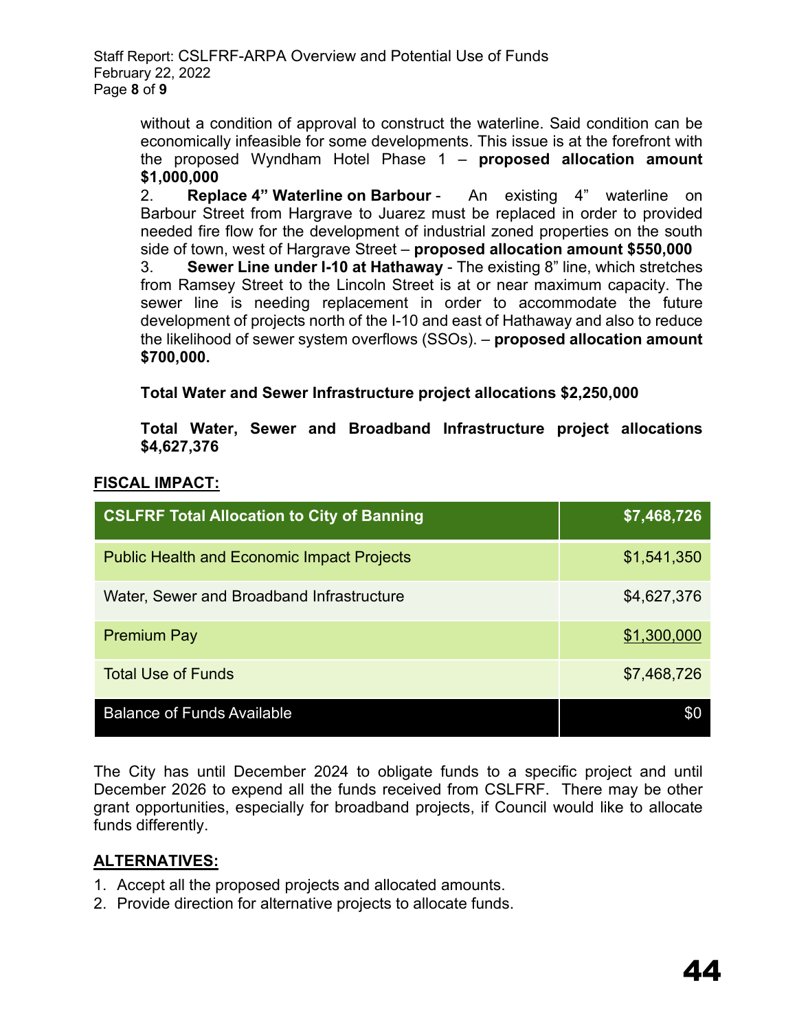without a condition of approval to construct the waterline. Said condition can be economically infeasible for some developments. This issue is at the forefront with the proposed Wyndham Hotel Phase 1 – **proposed allocation amount $1,000,000**

2. **Replace 4" Waterline on Barbour** - An existing 4" waterline on Barbour Street from Hargrave to Juarez must be replaced in order to provided needed fire flow for the development of industrial zoned properties on the south side of town, west of Hargrave Street – **proposed allocation amount $550,000**

3. **Sewer Line under I-10 at Hathaway** - The existing 8" line, which stretches from Ramsey Street to the Lincoln Street is at or near maximum capacity. The sewer line is needing replacement in order to accommodate the future development of projects north of the I-10 and east of Hathaway and also to reduce the likelihood of sewer system overflows (SSOs). – **proposed allocation amount $700,000.**

**Total Water and Sewer Infrastructure project allocations $2,250,000**

**Total Water, Sewer and Broadband Infrastructure project allocations $4,627,376**

**FISCAL IMPACT:**

| CSLFRF Total Allocation to City of Banning | $7,468,726 |
|---|---|
| Public Health and Economic Impact Projects | $1,541,350 |
| Water, Sewer and Broadband Infrastructure | $4,627,376 |
| Premium Pay | $1,300,000 |
| Total Use of Funds | $7,468,726 |
| Balance of Funds Available | $0 |

The City has until December 2024 to obligate funds to a specific project and until December 2026 to expend all the funds received from CSLFRF. There may be other grant opportunities, especially for broadband projects, if Council would like to allocate funds differently.

**ALTERNATIVES:**

1. Accept all the proposed projects and allocated amounts.
2. Provide direction for alternative projects to allocate funds.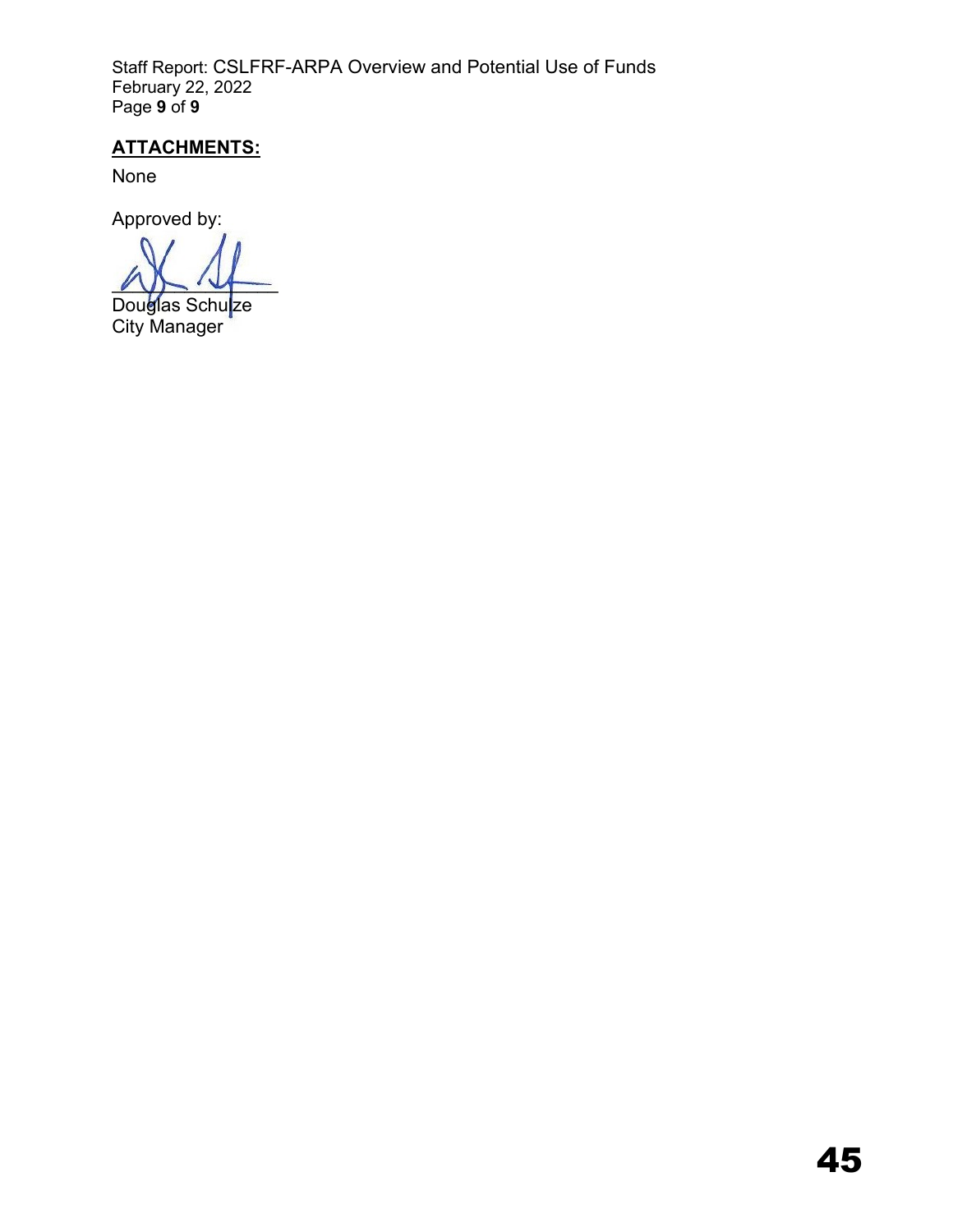## ATTACHMENTS:

None

Approved by:

Douglas Schulze
City Manager